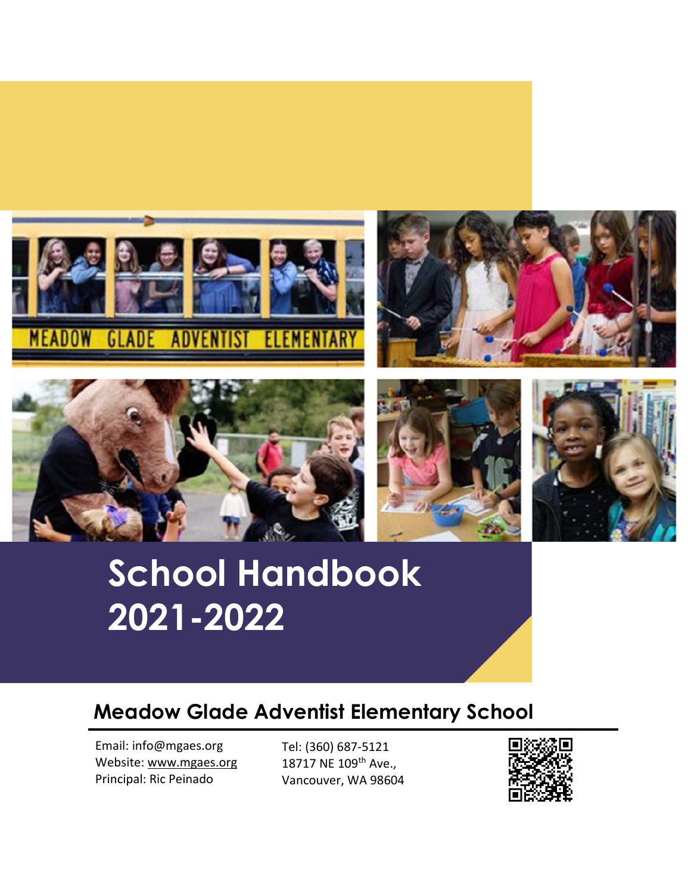# School Handbook 2021-2022

## Meadow Glade Adventist Elementary School

Email: info@mgaes.org
Website: www.mgaes.org
Principal: Ric Peinado

Tel: (360) 687-5121
18717 NE 109th Ave.,
Vancouver, WA 98604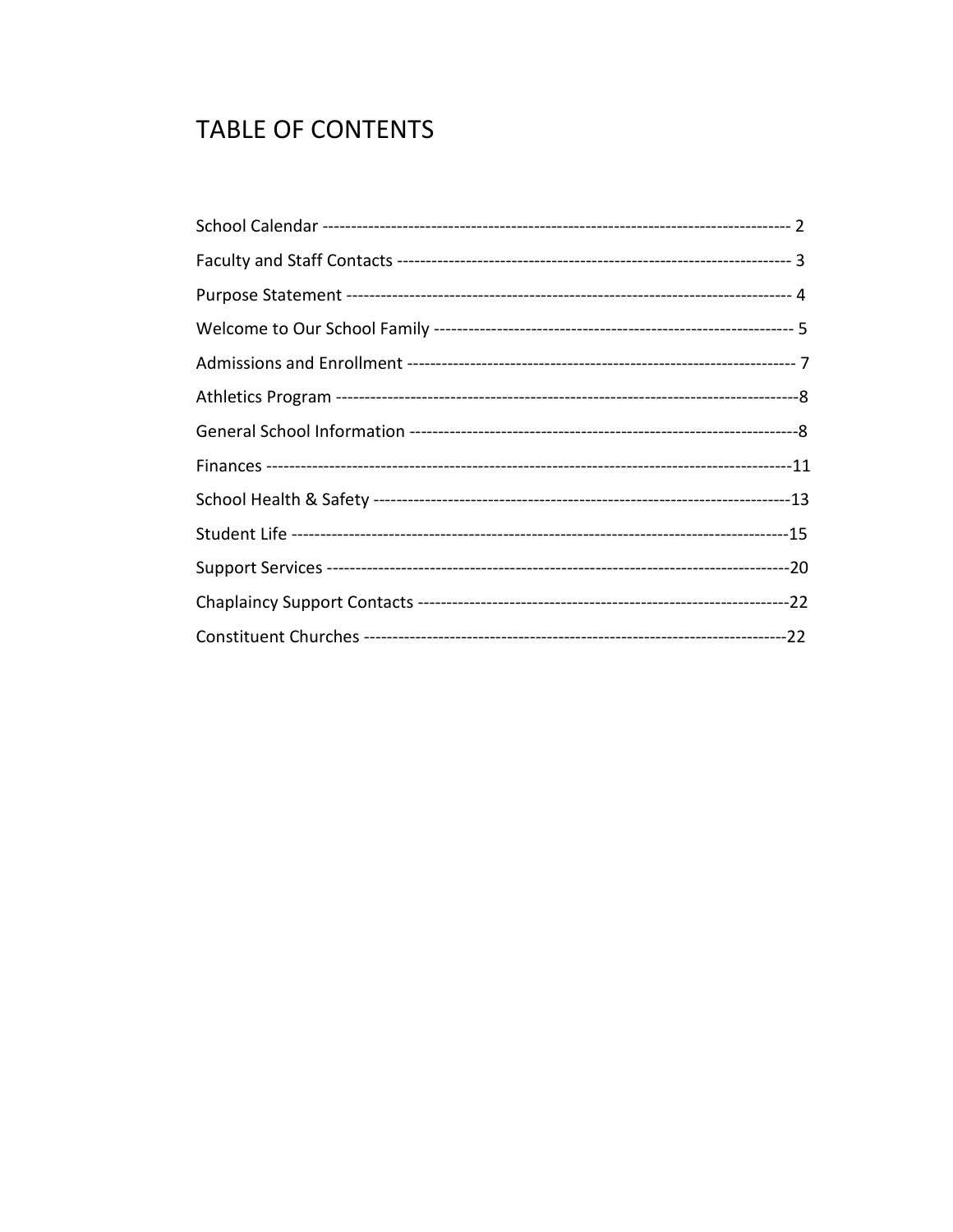# TABLE OF CONTENTS

School Calendar ---------------------------------------------------------------------------------- 2

Faculty and Staff Contacts -------------------------------------------------------------------- 3

Purpose Statement ------------------------------------------------------------------------------ 4

Welcome to Our School Family --------------------------------------------------------------- 5

Admissions and Enrollment ------------------------------------------------------------------- 7

Athletics Program --------------------------------------------------------------------------------8

General School Information -------------------------------------------------------------------8

Finances ------------------------------------------------------------------------------------------11

School Health & Safety ------------------------------------------------------------------------13

Student Life -------------------------------------------------------------------------------------15

Support Services ------------------------------------------------------------------------------20

Chaplaincy Support Contacts ----------------------------------------------------------------22

Constituent Churches -------------------------------------------------------------------------22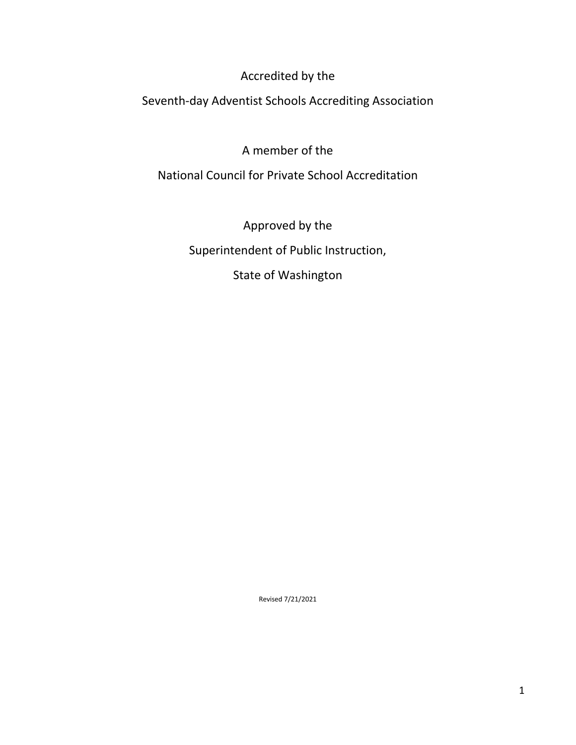Accredited by the

Seventh-day Adventist Schools Accrediting Association

A member of the

National Council for Private School Accreditation

Approved by the

Superintendent of Public Instruction,

State of Washington

Revised 7/21/2021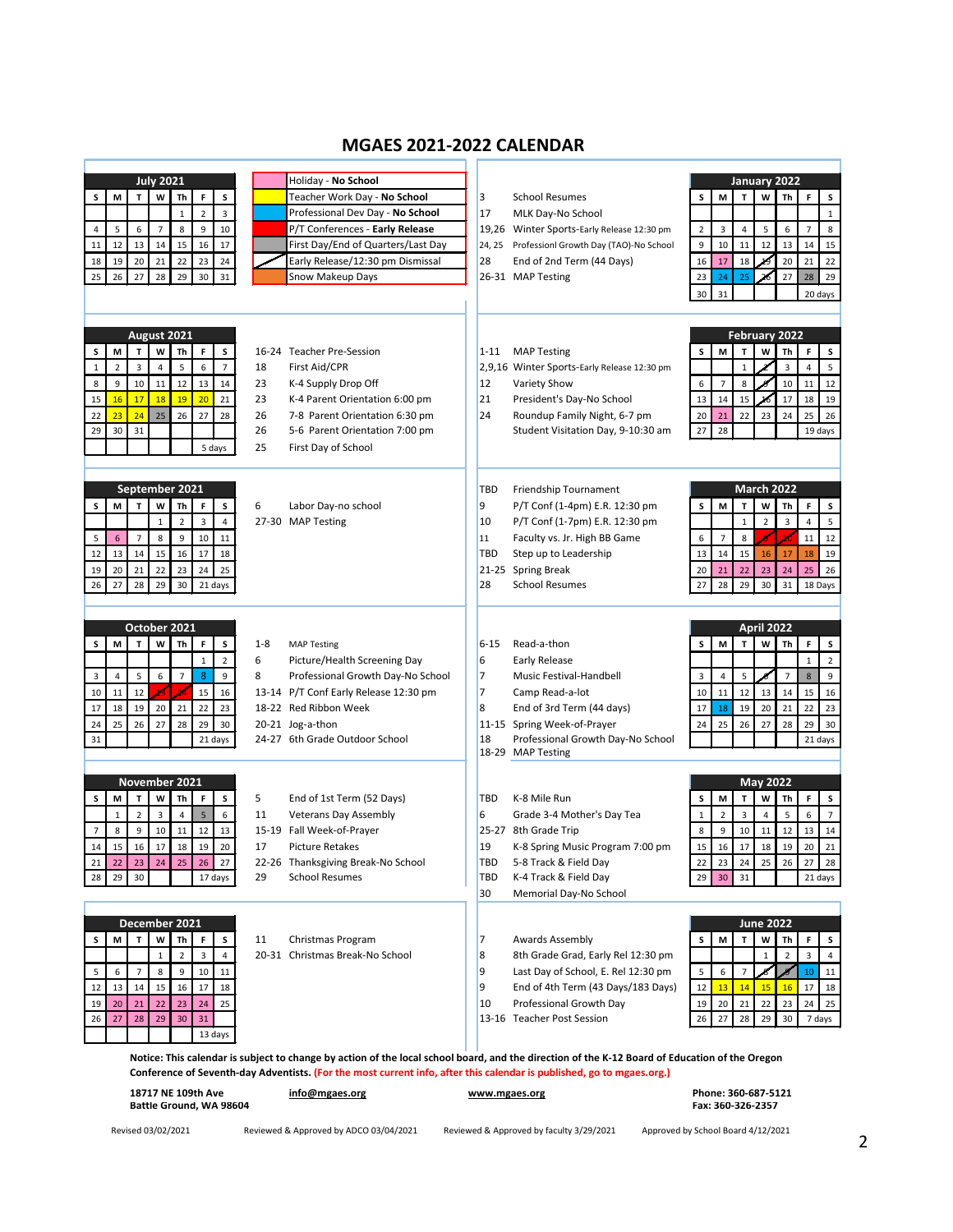# MGAES 2021-2022 CALENDAR

## Legend

| Color | Meaning |
|---|---|
| Pink | Holiday - **No School** |
| Yellow | Teacher Work Day - **No School** |
| Blue | Professional Dev Day - **No School** |
| Red | P/T Conferences - **Early Release** |
| Gray | First Day/End of Quarters/Last Day |
| Slash | Early Release/12:30 pm Dismissal |
| Orange | Snow Makeup Days |

## July 2021

| S | M | T | W | Th | F | S |
|---|---|---|---|---|---|---|
| | | | | 1 | 2 | 3 |
| 4 | 5 | 6 | 7 | 8 | 9 | 10 |
| 11 | 12 | 13 | 14 | 15 | 16 | 17 |
| 18 | 19 | 20 | 21 | 22 | 23 | 24 |
| 25 | 26 | 27 | 28 | 29 | 30 | 31 |

## August 2021

| S | M | T | W | Th | F | S |
|---|---|---|---|---|---|---|
| 1 | 2 | 3 | 4 | 5 | 6 | 7 |
| 8 | 9 | 10 | 11 | 12 | 13 | 14 |
| 15 | 16 | 17 | 18 | 19 | 20 | 21 |
| 22 | 23 | 24 | 25 | 26 | 27 | 28 |
| 29 | 30 | 31 | | | | |
| | | | | | 5 days | |

- 16-24 Teacher Pre-Session
- 18 First Aid/CPR
- 23 K-4 Supply Drop Off
- 23 K-4 Parent Orientation 6:00 pm
- 26 7-8 Parent Orientation 6:30 pm
- 26 5-6 Parent Orientation 7:00 pm
- 25 First Day of School

## September 2021

| S | M | T | W | Th | F | S |
|---|---|---|---|---|---|---|
| | | | 1 | 2 | 3 | 4 |
| 5 | 6 | 7 | 8 | 9 | 10 | 11 |
| 12 | 13 | 14 | 15 | 16 | 17 | 18 |
| 19 | 20 | 21 | 22 | 23 | 24 | 25 |
| 26 | 27 | 28 | 29 | 30 | 21 days | |

- 6 Labor Day-no school
- 27-30 MAP Testing

## October 2021

| S | M | T | W | Th | F | S |
|---|---|---|---|---|---|---|
| | | | | | 1 | 2 |
| 3 | 4 | 5 | 6 | 7 | 8 | 9 |
| 10 | 11 | 12 | 13 | 14 | 15 | 16 |
| 17 | 18 | 19 | 20 | 21 | 22 | 23 |
| 24 | 25 | 26 | 27 | 28 | 29 | 30 |
| 31 | | | | | 21 days | |

- 1-8 MAP Testing
- 6 Picture/Health Screening Day
- 8 Professional Growth Day-No School
- 13-14 P/T Conf Early Release 12:30 pm
- 18-22 Red Ribbon Week
- 20-21 Jog-a-thon
- 24-27 6th Grade Outdoor School

## November 2021

| S | M | T | W | Th | F | S |
|---|---|---|---|---|---|---|
| | 1 | 2 | 3 | 4 | 5 | 6 |
| 7 | 8 | 9 | 10 | 11 | 12 | 13 |
| 14 | 15 | 16 | 17 | 18 | 19 | 20 |
| 21 | 22 | 23 | 24 | 25 | 26 | 27 |
| 28 | 29 | 30 | | | 17 days | |

- 5 End of 1st Term (52 Days)
- 11 Veterans Day Assembly
- 15-19 Fall Week-of-Prayer
- 17 Picture Retakes
- 22-26 Thanksgiving Break-No School
- 29 School Resumes

## December 2021

| S | M | T | W | Th | F | S |
|---|---|---|---|---|---|---|
| | | | 1 | 2 | 3 | 4 |
| 5 | 6 | 7 | 8 | 9 | 10 | 11 |
| 12 | 13 | 14 | 15 | 16 | 17 | 18 |
| 19 | 20 | 21 | 22 | 23 | 24 | 25 |
| 26 | 27 | 28 | 29 | 30 | 31 | |
| | | | | | 13 days | |

- 11 Christmas Program
- 20-31 Christmas Break-No School

## January 2022

| S | M | T | W | Th | F | S |
|---|---|---|---|---|---|---|
| | | | | | | 1 |
| 2 | 3 | 4 | 5 | 6 | 7 | 8 |
| 9 | 10 | 11 | 12 | 13 | 14 | 15 |
| 16 | 17 | 18 | 19 | 20 | 21 | 22 |
| 23 | 24 | 25 | 26 | 27 | 28 | 29 |
| 30 | 31 | | | | 20 days | |

- 3 School Resumes
- 17 MLK Day-No School
- 19,26 Winter Sports-Early Release 12:30 pm
- 24, 25 Profession Growth Day (TAO)-No School
- 28 End of 2nd Term (44 Days)
- 26-31 MAP Testing

## February 2022

| S | M | T | W | Th | F | S |
|---|---|---|---|---|---|---|
| | | 1 | 2 | 3 | 4 | 5 |
| 6 | 7 | 8 | 9 | 10 | 11 | 12 |
| 13 | 14 | 15 | 16 | 17 | 18 | 19 |
| 20 | 21 | 22 | 23 | 24 | 25 | 26 |
| 27 | 28 | | | | 19 days | |

- 1-11 MAP Testing
- 2,9,16 Winter Sports-Early Release 12:30 pm
- 12 Variety Show
- 21 President's Day-No School
- 24 Roundup Family Night, 6-7 pm
- Student Visitation Day, 9-10:30 am

## March 2022

| S | M | T | W | Th | F | S |
|---|---|---|---|---|---|---|
| | | 1 | 2 | 3 | 4 | 5 |
| 6 | 7 | 8 | 9 | 10 | 11 | 12 |
| 13 | 14 | 15 | 16 | 17 | 18 | 19 |
| 20 | 21 | 22 | 23 | 24 | 25 | 26 |
| 27 | 28 | 29 | 30 | 31 | 18 Days | |

- TBD Friendship Tournament
- 9 P/T Conf (1-4pm) E.R. 12:30 pm
- 10 P/T Conf (1-7pm) E.R. 12:30 pm
- 11 Faculty vs. Jr. High BB Game
- TBD Step up to Leadership
- 21-25 Spring Break
- 28 School Resumes

## April 2022

| S | M | T | W | Th | F | S |
|---|---|---|---|---|---|---|
| | | | | | 1 | 2 |
| 3 | 4 | 5 | 6 | 7 | 8 | 9 |
| 10 | 11 | 12 | 13 | 14 | 15 | 16 |
| 17 | 18 | 19 | 20 | 21 | 22 | 23 |
| 24 | 25 | 26 | 27 | 28 | 29 | 30 |
| | | | | | 21 days | |

- 6-15 Read-a-thon
- 6 Early Release
- 7 Music Festival-Handbell
- 7 Camp Read-a-lot
- 8 End of 3rd Term (44 days)
- 11-15 Spring Week-of-Prayer
- 18 Professional Growth Day-No School
- 18-29 MAP Testing

## May 2022

| S | M | T | W | Th | F | S |
|---|---|---|---|---|---|---|
| 1 | 2 | 3 | 4 | 5 | 6 | 7 |
| 8 | 9 | 10 | 11 | 12 | 13 | 14 |
| 15 | 16 | 17 | 18 | 19 | 20 | 21 |
| 22 | 23 | 24 | 25 | 26 | 27 | 28 |
| 29 | 30 | 31 | | | 21 days | |

- TBD K-8 Mile Run
- 6 Grade 3-4 Mother's Day Tea
- 25-27 8th Grade Trip
- 19 K-8 Spring Music Program 7:00 pm
- TBD 5-8 Track & Field Day
- TBD K-4 Track & Field Day
- 30 Memorial Day-No School

## June 2022

| S | M | T | W | Th | F | S |
|---|---|---|---|---|---|---|
| | | | 1 | 2 | 3 | 4 |
| 5 | 6 | 7 | 8 | 9 | 10 | 11 |
| 12 | 13 | 14 | 15 | 16 | 17 | 18 |
| 19 | 20 | 21 | 22 | 23 | 24 | 25 |
| 26 | 27 | 28 | 29 | 30 | 7 days | |

- 7 Awards Assembly
- 8 8th Grade Grad, Early Rel 12:30 pm
- 9 Last Day of School, E. Rel 12:30 pm
- 9 End of 4th Term (43 Days/183 Days)
- 10 Professional Growth Day
- 13-16 Teacher Post Session

**Notice: This calendar is subject to change by action of the local school board, and the direction of the K-12 Board of Education of the Oregon Conference of Seventh-day Adventists. (For the most current info, after this calendar is published, go to mgaes.org.)**

**18717 NE 109th Ave**
**Battle Ground, WA 98604**

**info@mgaes.org**

**www.mgaes.org**

**Phone: 360-687-5121**
**Fax: 360-326-2357**

Revised 03/02/2021 | Reviewed & Approved by ADCO 03/04/2021 | Reviewed & Approved by faculty 3/29/2021 | Approved by School Board 4/12/2021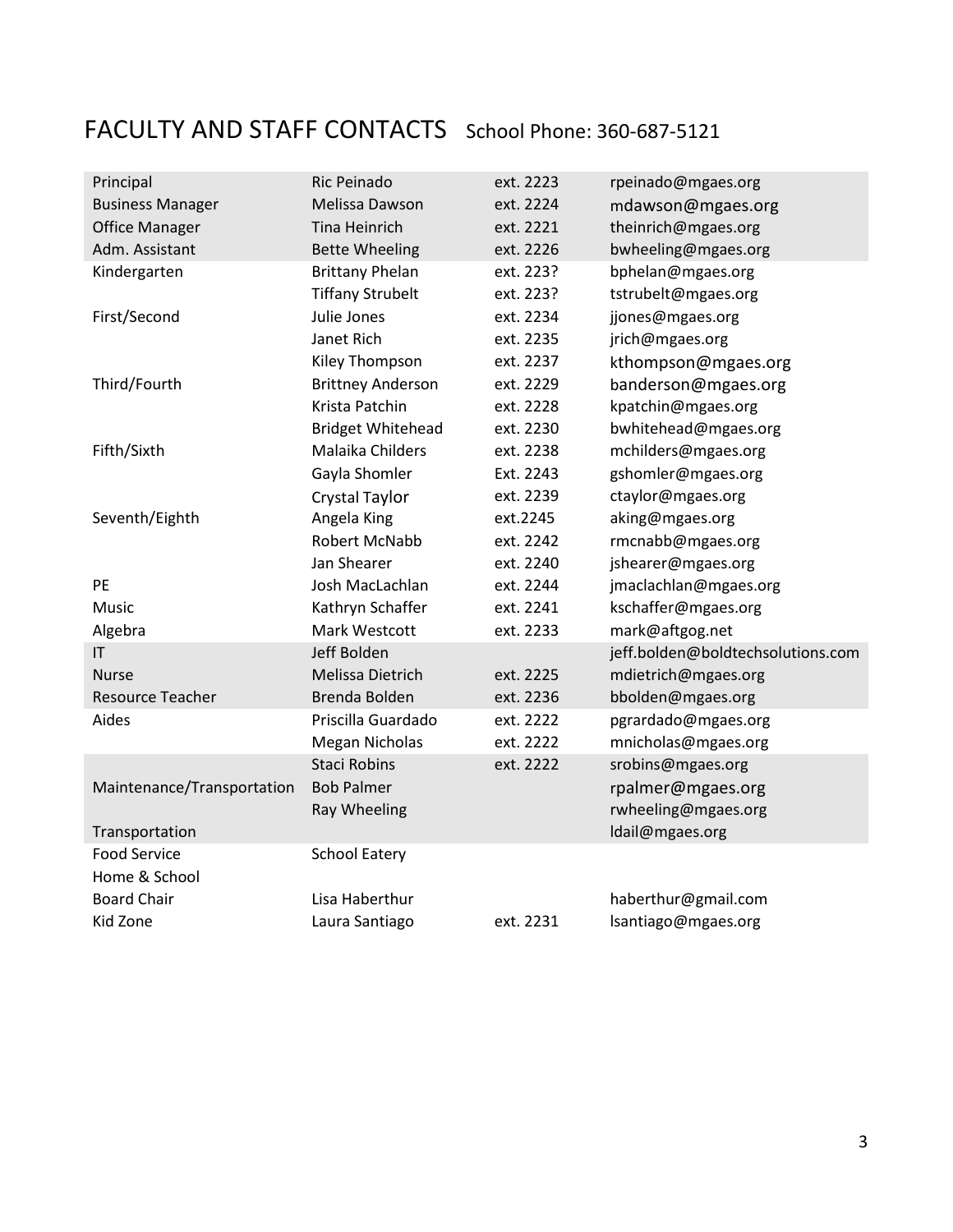# FACULTY AND STAFF CONTACTS School Phone: 360-687-5121

| Role | Name | Extension | Email |
|---|---|---|---|
| Principal | Ric Peinado | ext. 2223 | rpeinado@mgaes.org |
| Business Manager | Melissa Dawson | ext. 2224 | mdawson@mgaes.org |
| Office Manager | Tina Heinrich | ext. 2221 | theinrich@mgaes.org |
| Adm. Assistant | Bette Wheeling | ext. 2226 | bwheeling@mgaes.org |
| Kindergarten | Brittany Phelan | ext. 223? | bphelan@mgaes.org |
| | Tiffany Strubelt | ext. 223? | tstrubelt@mgaes.org |
| First/Second | Julie Jones | ext. 2234 | jjones@mgaes.org |
| | Janet Rich | ext. 2235 | jrich@mgaes.org |
| | Kiley Thompson | ext. 2237 | kthompson@mgaes.org |
| Third/Fourth | Brittney Anderson | ext. 2229 | banderson@mgaes.org |
| | Krista Patchin | ext. 2228 | kpatchin@mgaes.org |
| | Bridget Whitehead | ext. 2230 | bwhitehead@mgaes.org |
| Fifth/Sixth | Malaika Childers | ext. 2238 | mchilders@mgaes.org |
| | Gayla Shomler | Ext. 2243 | gshomler@mgaes.org |
| | Crystal Taylor | ext. 2239 | ctaylor@mgaes.org |
| Seventh/Eighth | Angela King | ext.2245 | aking@mgaes.org |
| | Robert McNabb | ext. 2242 | rmcnabb@mgaes.org |
| | Jan Shearer | ext. 2240 | jshearer@mgaes.org |
| PE | Josh MacLachlan | ext. 2244 | jmaclachlan@mgaes.org |
| Music | Kathryn Schaffer | ext. 2241 | kschaffer@mgaes.org |
| Algebra | Mark Westcott | ext. 2233 | mark@aftgog.net |
| IT | Jeff Bolden | | jeff.bolden@boldtechsolutions.com |
| Nurse | Melissa Dietrich | ext. 2225 | mdietrich@mgaes.org |
| Resource Teacher | Brenda Bolden | ext. 2236 | bbolden@mgaes.org |
| Aides | Priscilla Guardado | ext. 2222 | pgrardado@mgaes.org |
| | Megan Nicholas | ext. 2222 | mnicholas@mgaes.org |
| | Staci Robins | ext. 2222 | srobins@mgaes.org |
| Maintenance/Transportation | Bob Palmer | | rpalmer@mgaes.org |
| | Ray Wheeling | | rwheeling@mgaes.org |
| Transportation | | | ldail@mgaes.org |
| Food Service | School Eatery | | |
| Home & School | | | |
| Board Chair | Lisa Haberthur | | haberthur@gmail.com |
| Kid Zone | Laura Santiago | ext. 2231 | lsantiago@mgaes.org |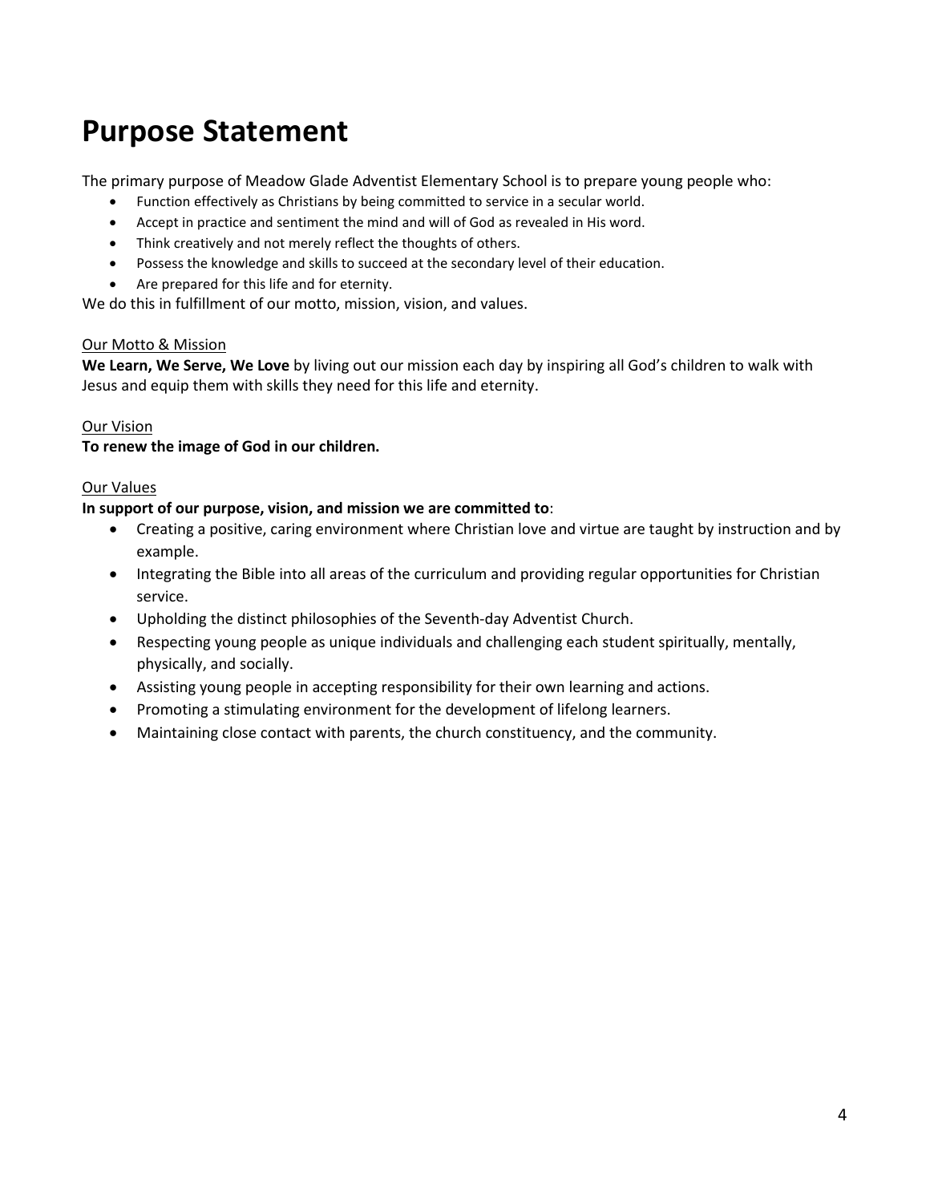# Purpose Statement

The primary purpose of Meadow Glade Adventist Elementary School is to prepare young people who:

- Function effectively as Christians by being committed to service in a secular world.
- Accept in practice and sentiment the mind and will of God as revealed in His word.
- Think creatively and not merely reflect the thoughts of others.
- Possess the knowledge and skills to succeed at the secondary level of their education.
- Are prepared for this life and for eternity.

We do this in fulfillment of our motto, mission, vision, and values.

Our Motto & Mission

**We Learn, We Serve, We Love** by living out our mission each day by inspiring all God's children to walk with Jesus and equip them with skills they need for this life and eternity.

Our Vision

**To renew the image of God in our children.**

Our Values

**In support of our purpose, vision, and mission we are committed to**:

- Creating a positive, caring environment where Christian love and virtue are taught by instruction and by example.
- Integrating the Bible into all areas of the curriculum and providing regular opportunities for Christian service.
- Upholding the distinct philosophies of the Seventh-day Adventist Church.
- Respecting young people as unique individuals and challenging each student spiritually, mentally, physically, and socially.
- Assisting young people in accepting responsibility for their own learning and actions.
- Promoting a stimulating environment for the development of lifelong learners.
- Maintaining close contact with parents, the church constituency, and the community.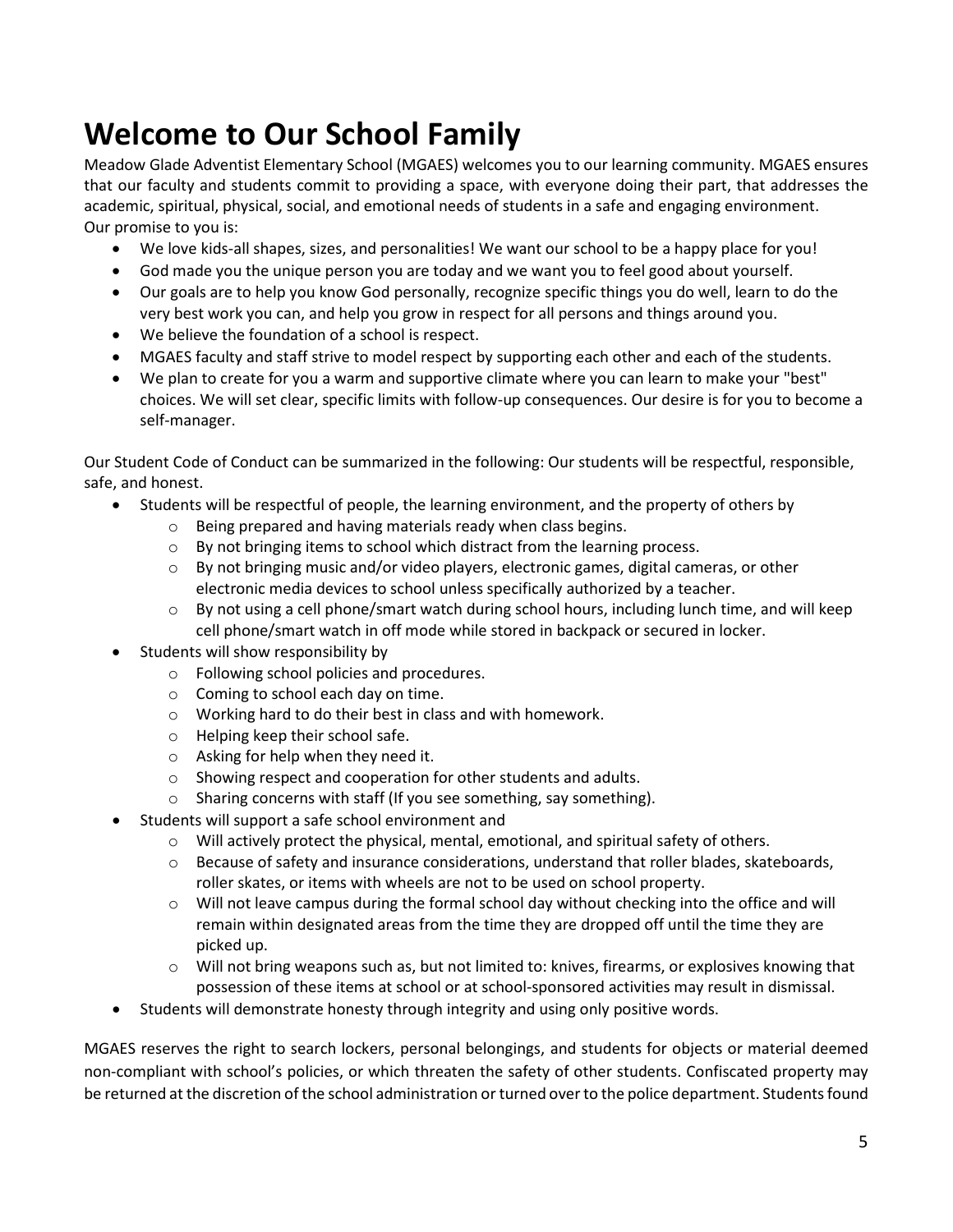# Welcome to Our School Family

Meadow Glade Adventist Elementary School (MGAES) welcomes you to our learning community. MGAES ensures that our faculty and students commit to providing a space, with everyone doing their part, that addresses the academic, spiritual, physical, social, and emotional needs of students in a safe and engaging environment.
Our promise to you is:

- We love kids-all shapes, sizes, and personalities! We want our school to be a happy place for you!
- God made you the unique person you are today and we want you to feel good about yourself.
- Our goals are to help you know God personally, recognize specific things you do well, learn to do the very best work you can, and help you grow in respect for all persons and things around you.
- We believe the foundation of a school is respect.
- MGAES faculty and staff strive to model respect by supporting each other and each of the students.
- We plan to create for you a warm and supportive climate where you can learn to make your "best" choices. We will set clear, specific limits with follow-up consequences. Our desire is for you to become a self-manager.

Our Student Code of Conduct can be summarized in the following: Our students will be respectful, responsible, safe, and honest.

- Students will be respectful of people, the learning environment, and the property of others by
    - Being prepared and having materials ready when class begins.
    - By not bringing items to school which distract from the learning process.
    - By not bringing music and/or video players, electronic games, digital cameras, or other electronic media devices to school unless specifically authorized by a teacher.
    - By not using a cell phone/smart watch during school hours, including lunch time, and will keep cell phone/smart watch in off mode while stored in backpack or secured in locker.
- Students will show responsibility by
    - Following school policies and procedures.
    - Coming to school each day on time.
    - Working hard to do their best in class and with homework.
    - Helping keep their school safe.
    - Asking for help when they need it.
    - Showing respect and cooperation for other students and adults.
    - Sharing concerns with staff (If you see something, say something).
- Students will support a safe school environment and
    - Will actively protect the physical, mental, emotional, and spiritual safety of others.
    - Because of safety and insurance considerations, understand that roller blades, skateboards, roller skates, or items with wheels are not to be used on school property.
    - Will not leave campus during the formal school day without checking into the office and will remain within designated areas from the time they are dropped off until the time they are picked up.
    - Will not bring weapons such as, but not limited to: knives, firearms, or explosives knowing that possession of these items at school or at school-sponsored activities may result in dismissal.
- Students will demonstrate honesty through integrity and using only positive words.

MGAES reserves the right to search lockers, personal belongings, and students for objects or material deemed non-compliant with school's policies, or which threaten the safety of other students. Confiscated property may be returned at the discretion of the school administration or turned over to the police department. Students found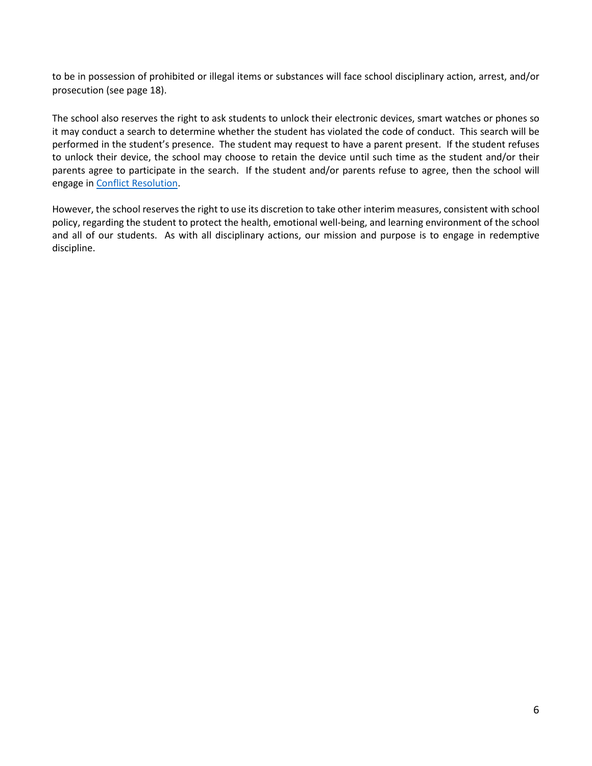to be in possession of prohibited or illegal items or substances will face school disciplinary action, arrest, and/or prosecution (see page 18).

The school also reserves the right to ask students to unlock their electronic devices, smart watches or phones so it may conduct a search to determine whether the student has violated the code of conduct. This search will be performed in the student's presence. The student may request to have a parent present. If the student refuses to unlock their device, the school may choose to retain the device until such time as the student and/or their parents agree to participate in the search. If the student and/or parents refuse to agree, then the school will engage in Conflict Resolution.

However, the school reserves the right to use its discretion to take other interim measures, consistent with school policy, regarding the student to protect the health, emotional well-being, and learning environment of the school and all of our students. As with all disciplinary actions, our mission and purpose is to engage in redemptive discipline.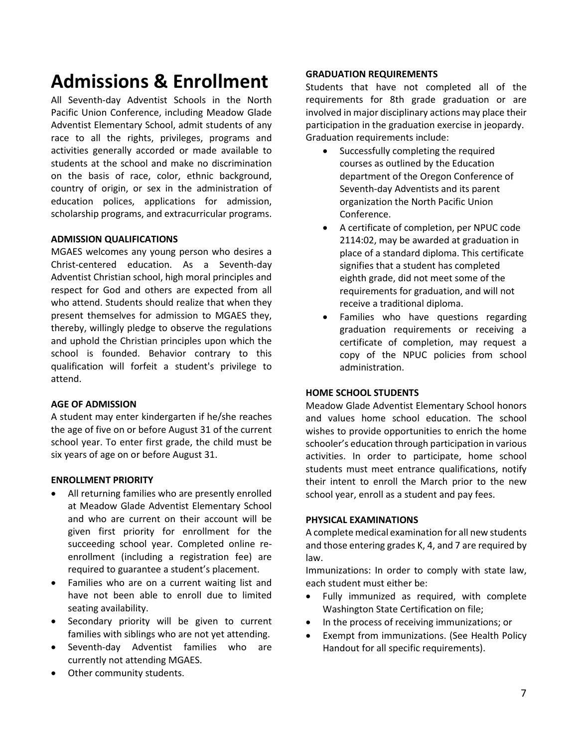# Admissions & Enrollment

All Seventh-day Adventist Schools in the North Pacific Union Conference, including Meadow Glade Adventist Elementary School, admit students of any race to all the rights, privileges, programs and activities generally accorded or made available to students at the school and make no discrimination on the basis of race, color, ethnic background, country of origin, or sex in the administration of education polices, applications for admission, scholarship programs, and extracurricular programs.

**ADMISSION QUALIFICATIONS**

MGAES welcomes any young person who desires a Christ-centered education. As a Seventh-day Adventist Christian school, high moral principles and respect for God and others are expected from all who attend. Students should realize that when they present themselves for admission to MGAES they, thereby, willingly pledge to observe the regulations and uphold the Christian principles upon which the school is founded. Behavior contrary to this qualification will forfeit a student's privilege to attend.

**AGE OF ADMISSION**

A student may enter kindergarten if he/she reaches the age of five on or before August 31 of the current school year. To enter first grade, the child must be six years of age on or before August 31.

**ENROLLMENT PRIORITY**

- All returning families who are presently enrolled at Meadow Glade Adventist Elementary School and who are current on their account will be given first priority for enrollment for the succeeding school year. Completed online re-enrollment (including a registration fee) are required to guarantee a student's placement.
- Families who are on a current waiting list and have not been able to enroll due to limited seating availability.
- Secondary priority will be given to current families with siblings who are not yet attending.
- Seventh-day Adventist families who are currently not attending MGAES.
- Other community students.

**GRADUATION REQUIREMENTS**

Students that have not completed all of the requirements for 8th grade graduation or are involved in major disciplinary actions may place their participation in the graduation exercise in jeopardy. Graduation requirements include:

- Successfully completing the required courses as outlined by the Education department of the Oregon Conference of Seventh-day Adventists and its parent organization the North Pacific Union Conference.
- A certificate of completion, per NPUC code 2114:02, may be awarded at graduation in place of a standard diploma. This certificate signifies that a student has completed eighth grade, did not meet some of the requirements for graduation, and will not receive a traditional diploma.
- Families who have questions regarding graduation requirements or receiving a certificate of completion, may request a copy of the NPUC policies from school administration.

**HOME SCHOOL STUDENTS**

Meadow Glade Adventist Elementary School honors and values home school education. The school wishes to provide opportunities to enrich the home schooler's education through participation in various activities. In order to participate, home school students must meet entrance qualifications, notify their intent to enroll the March prior to the new school year, enroll as a student and pay fees.

**PHYSICAL EXAMINATIONS**

A complete medical examination for all new students and those entering grades K, 4, and 7 are required by law.

Immunizations: In order to comply with state law, each student must either be:

- Fully immunized as required, with complete Washington State Certification on file;
- In the process of receiving immunizations; or
- Exempt from immunizations. (See Health Policy Handout for all specific requirements).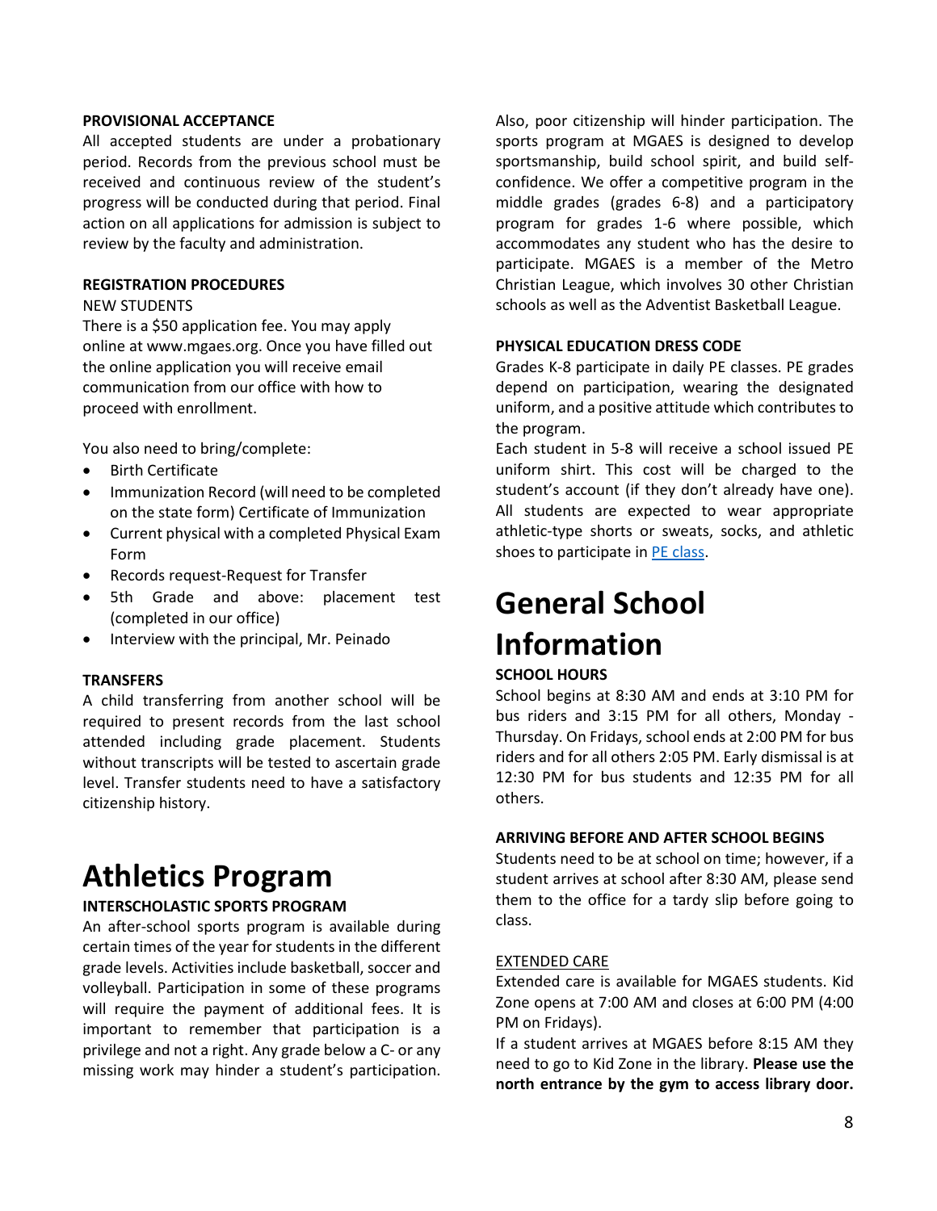**PROVISIONAL ACCEPTANCE**

All accepted students are under a probationary period. Records from the previous school must be received and continuous review of the student's progress will be conducted during that period. Final action on all applications for admission is subject to review by the faculty and administration.

**REGISTRATION PROCEDURES**

NEW STUDENTS

There is a $50 application fee. You may apply online at www.mgaes.org. Once you have filled out the online application you will receive email communication from our office with how to proceed with enrollment.

You also need to bring/complete:

- Birth Certificate
- Immunization Record (will need to be completed on the state form) Certificate of Immunization
- Current physical with a completed Physical Exam Form
- Records request-Request for Transfer
- 5th Grade and above: placement test (completed in our office)
- Interview with the principal, Mr. Peinado

**TRANSFERS**

A child transferring from another school will be required to present records from the last school attended including grade placement. Students without transcripts will be tested to ascertain grade level. Transfer students need to have a satisfactory citizenship history.

# Athletics Program

**INTERSCHOLASTIC SPORTS PROGRAM**

An after-school sports program is available during certain times of the year for students in the different grade levels. Activities include basketball, soccer and volleyball. Participation in some of these programs will require the payment of additional fees. It is important to remember that participation is a privilege and not a right. Any grade below a C- or any missing work may hinder a student's participation. Also, poor citizenship will hinder participation. The sports program at MGAES is designed to develop sportsmanship, build school spirit, and build self-confidence. We offer a competitive program in the middle grades (grades 6-8) and a participatory program for grades 1-6 where possible, which accommodates any student who has the desire to participate. MGAES is a member of the Metro Christian League, which involves 30 other Christian schools as well as the Adventist Basketball League.

**PHYSICAL EDUCATION DRESS CODE**

Grades K-8 participate in daily PE classes. PE grades depend on participation, wearing the designated uniform, and a positive attitude which contributes to the program.

Each student in 5-8 will receive a school issued PE uniform shirt. This cost will be charged to the student's account (if they don't already have one). All students are expected to wear appropriate athletic-type shorts or sweats, socks, and athletic shoes to participate in PE class.

# General School Information

**SCHOOL HOURS**

School begins at 8:30 AM and ends at 3:10 PM for bus riders and 3:15 PM for all others, Monday - Thursday. On Fridays, school ends at 2:00 PM for bus riders and for all others 2:05 PM. Early dismissal is at 12:30 PM for bus students and 12:35 PM for all others.

**ARRIVING BEFORE AND AFTER SCHOOL BEGINS**

Students need to be at school on time; however, if a student arrives at school after 8:30 AM, please send them to the office for a tardy slip before going to class.

EXTENDED CARE

Extended care is available for MGAES students. Kid Zone opens at 7:00 AM and closes at 6:00 PM (4:00 PM on Fridays).

If a student arrives at MGAES before 8:15 AM they need to go to Kid Zone in the library. **Please use the north entrance by the gym to access library door.**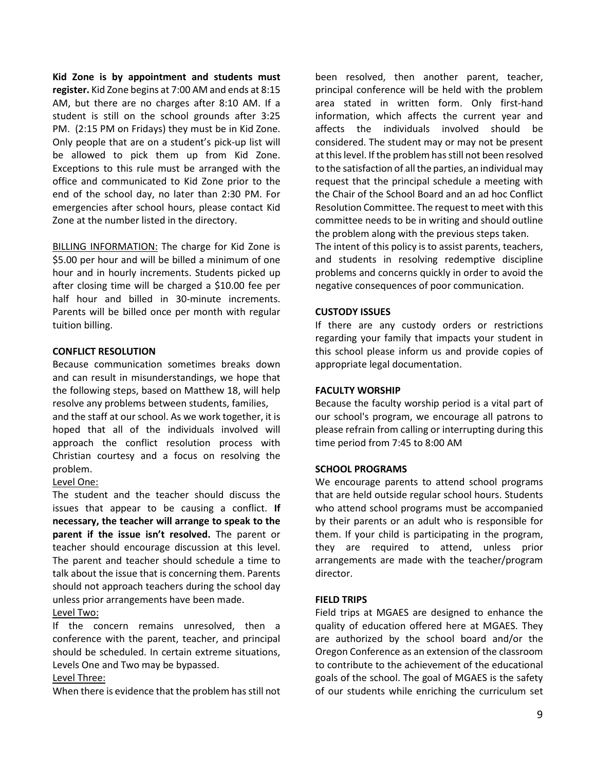**Kid Zone is by appointment and students must register.** Kid Zone begins at 7:00 AM and ends at 8:15 AM, but there are no charges after 8:10 AM. If a student is still on the school grounds after 3:25 PM. (2:15 PM on Fridays) they must be in Kid Zone. Only people that are on a student's pick-up list will be allowed to pick them up from Kid Zone. Exceptions to this rule must be arranged with the office and communicated to Kid Zone prior to the end of the school day, no later than 2:30 PM. For emergencies after school hours, please contact Kid Zone at the number listed in the directory.

BILLING INFORMATION: The charge for Kid Zone is $5.00 per hour and will be billed a minimum of one hour and in hourly increments. Students picked up after closing time will be charged a $10.00 fee per half hour and billed in 30-minute increments. Parents will be billed once per month with regular tuition billing.

### CONFLICT RESOLUTION

Because communication sometimes breaks down and can result in misunderstandings, we hope that the following steps, based on Matthew 18, will help resolve any problems between students, families, and the staff at our school. As we work together, it is hoped that all of the individuals involved will approach the conflict resolution process with Christian courtesy and a focus on resolving the problem.

Level One:

The student and the teacher should discuss the issues that appear to be causing a conflict. **If necessary, the teacher will arrange to speak to the parent if the issue isn't resolved.** The parent or teacher should encourage discussion at this level. The parent and teacher should schedule a time to talk about the issue that is concerning them. Parents should not approach teachers during the school day unless prior arrangements have been made.

Level Two:

If the concern remains unresolved, then a conference with the parent, teacher, and principal should be scheduled. In certain extreme situations, Levels One and Two may be bypassed.

Level Three:

When there is evidence that the problem has still not been resolved, then another parent, teacher, principal conference will be held with the problem area stated in written form. Only first-hand information, which affects the current year and affects the individuals involved should be considered. The student may or may not be present at this level. If the problem has still not been resolved to the satisfaction of all the parties, an individual may request that the principal schedule a meeting with the Chair of the School Board and an ad hoc Conflict Resolution Committee. The request to meet with this committee needs to be in writing and should outline the problem along with the previous steps taken.

The intent of this policy is to assist parents, teachers, and students in resolving redemptive discipline problems and concerns quickly in order to avoid the negative consequences of poor communication.

### CUSTODY ISSUES

If there are any custody orders or restrictions regarding your family that impacts your student in this school please inform us and provide copies of appropriate legal documentation.

### FACULTY WORSHIP

Because the faculty worship period is a vital part of our school's program, we encourage all patrons to please refrain from calling or interrupting during this time period from 7:45 to 8:00 AM

### SCHOOL PROGRAMS

We encourage parents to attend school programs that are held outside regular school hours. Students who attend school programs must be accompanied by their parents or an adult who is responsible for them. If your child is participating in the program, they are required to attend, unless prior arrangements are made with the teacher/program director.

### FIELD TRIPS

Field trips at MGAES are designed to enhance the quality of education offered here at MGAES. They are authorized by the school board and/or the Oregon Conference as an extension of the classroom to contribute to the achievement of the educational goals of the school. The goal of MGAES is the safety of our students while enriching the curriculum set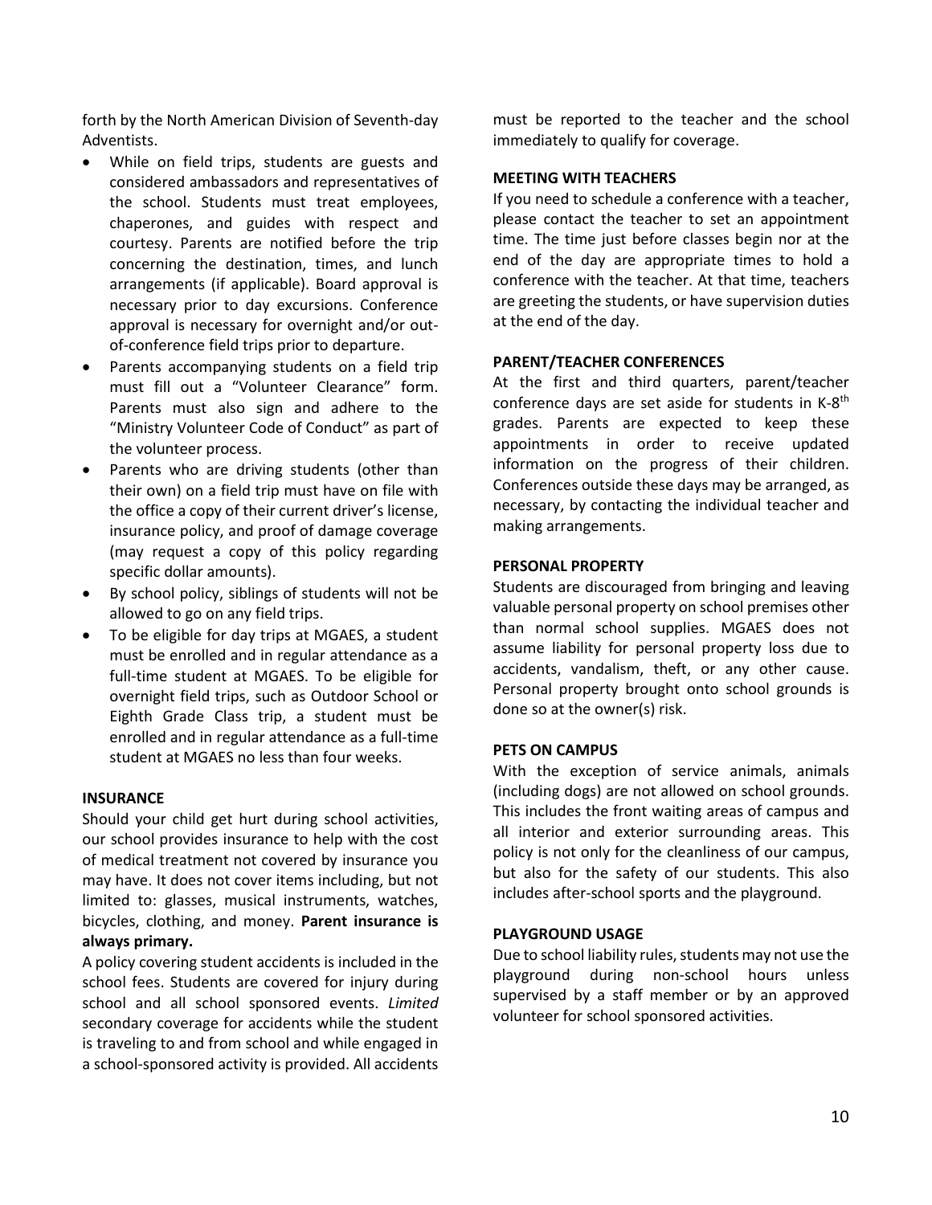forth by the North American Division of Seventh-day Adventists.

- While on field trips, students are guests and considered ambassadors and representatives of the school. Students must treat employees, chaperones, and guides with respect and courtesy. Parents are notified before the trip concerning the destination, times, and lunch arrangements (if applicable). Board approval is necessary prior to day excursions. Conference approval is necessary for overnight and/or out-of-conference field trips prior to departure.
- Parents accompanying students on a field trip must fill out a "Volunteer Clearance" form. Parents must also sign and adhere to the "Ministry Volunteer Code of Conduct" as part of the volunteer process.
- Parents who are driving students (other than their own) on a field trip must have on file with the office a copy of their current driver's license, insurance policy, and proof of damage coverage (may request a copy of this policy regarding specific dollar amounts).
- By school policy, siblings of students will not be allowed to go on any field trips.
- To be eligible for day trips at MGAES, a student must be enrolled and in regular attendance as a full-time student at MGAES. To be eligible for overnight field trips, such as Outdoor School or Eighth Grade Class trip, a student must be enrolled and in regular attendance as a full-time student at MGAES no less than four weeks.

**INSURANCE**

Should your child get hurt during school activities, our school provides insurance to help with the cost of medical treatment not covered by insurance you may have. It does not cover items including, but not limited to: glasses, musical instruments, watches, bicycles, clothing, and money. **Parent insurance is always primary.**

A policy covering student accidents is included in the school fees. Students are covered for injury during school and all school sponsored events. *Limited* secondary coverage for accidents while the student is traveling to and from school and while engaged in a school-sponsored activity is provided. All accidents must be reported to the teacher and the school immediately to qualify for coverage.

**MEETING WITH TEACHERS**

If you need to schedule a conference with a teacher, please contact the teacher to set an appointment time. The time just before classes begin nor at the end of the day are appropriate times to hold a conference with the teacher. At that time, teachers are greeting the students, or have supervision duties at the end of the day.

**PARENT/TEACHER CONFERENCES**

At the first and third quarters, parent/teacher conference days are set aside for students in K-8th grades. Parents are expected to keep these appointments in order to receive updated information on the progress of their children. Conferences outside these days may be arranged, as necessary, by contacting the individual teacher and making arrangements.

**PERSONAL PROPERTY**

Students are discouraged from bringing and leaving valuable personal property on school premises other than normal school supplies. MGAES does not assume liability for personal property loss due to accidents, vandalism, theft, or any other cause. Personal property brought onto school grounds is done so at the owner(s) risk.

**PETS ON CAMPUS**

With the exception of service animals, animals (including dogs) are not allowed on school grounds. This includes the front waiting areas of campus and all interior and exterior surrounding areas. This policy is not only for the cleanliness of our campus, but also for the safety of our students. This also includes after-school sports and the playground.

**PLAYGROUND USAGE**

Due to school liability rules, students may not use the playground during non-school hours unless supervised by a staff member or by an approved volunteer for school sponsored activities.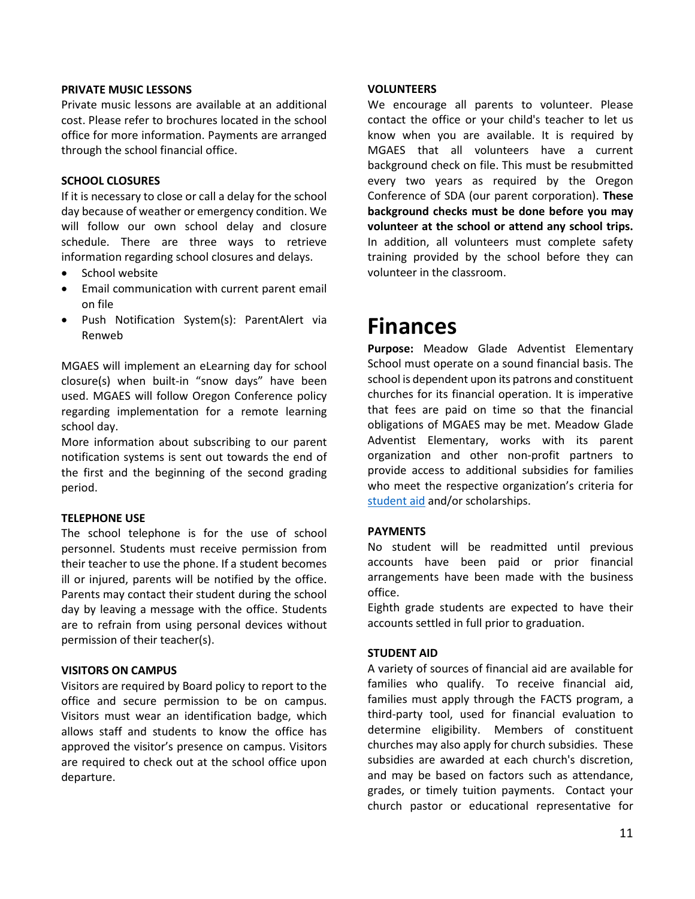**PRIVATE MUSIC LESSONS**

Private music lessons are available at an additional cost. Please refer to brochures located in the school office for more information. Payments are arranged through the school financial office.

**SCHOOL CLOSURES**

If it is necessary to close or call a delay for the school day because of weather or emergency condition. We will follow our own school delay and closure schedule. There are three ways to retrieve information regarding school closures and delays.

- School website
- Email communication with current parent email on file
- Push Notification System(s): ParentAlert via Renweb

MGAES will implement an eLearning day for school closure(s) when built-in "snow days" have been used. MGAES will follow Oregon Conference policy regarding implementation for a remote learning school day.

More information about subscribing to our parent notification systems is sent out towards the end of the first and the beginning of the second grading period.

**TELEPHONE USE**

The school telephone is for the use of school personnel. Students must receive permission from their teacher to use the phone. If a student becomes ill or injured, parents will be notified by the office. Parents may contact their student during the school day by leaving a message with the office. Students are to refrain from using personal devices without permission of their teacher(s).

**VISITORS ON CAMPUS**

Visitors are required by Board policy to report to the office and secure permission to be on campus. Visitors must wear an identification badge, which allows staff and students to know the office has approved the visitor's presence on campus. Visitors are required to check out at the school office upon departure.

**VOLUNTEERS**

We encourage all parents to volunteer. Please contact the office or your child's teacher to let us know when you are available. It is required by MGAES that all volunteers have a current background check on file. This must be resubmitted every two years as required by the Oregon Conference of SDA (our parent corporation). **These background checks must be done before you may volunteer at the school or attend any school trips.** In addition, all volunteers must complete safety training provided by the school before they can volunteer in the classroom.

# Finances

**Purpose:** Meadow Glade Adventist Elementary School must operate on a sound financial basis. The school is dependent upon its patrons and constituent churches for its financial operation. It is imperative that fees are paid on time so that the financial obligations of MGAES may be met. Meadow Glade Adventist Elementary, works with its parent organization and other non-profit partners to provide access to additional subsidies for families who meet the respective organization's criteria for student aid and/or scholarships.

**PAYMENTS**

No student will be readmitted until previous accounts have been paid or prior financial arrangements have been made with the business office.

Eighth grade students are expected to have their accounts settled in full prior to graduation.

**STUDENT AID**

A variety of sources of financial aid are available for families who qualify. To receive financial aid, families must apply through the FACTS program, a third-party tool, used for financial evaluation to determine eligibility. Members of constituent churches may also apply for church subsidies. These subsidies are awarded at each church's discretion, and may be based on factors such as attendance, grades, or timely tuition payments. Contact your church pastor or educational representative for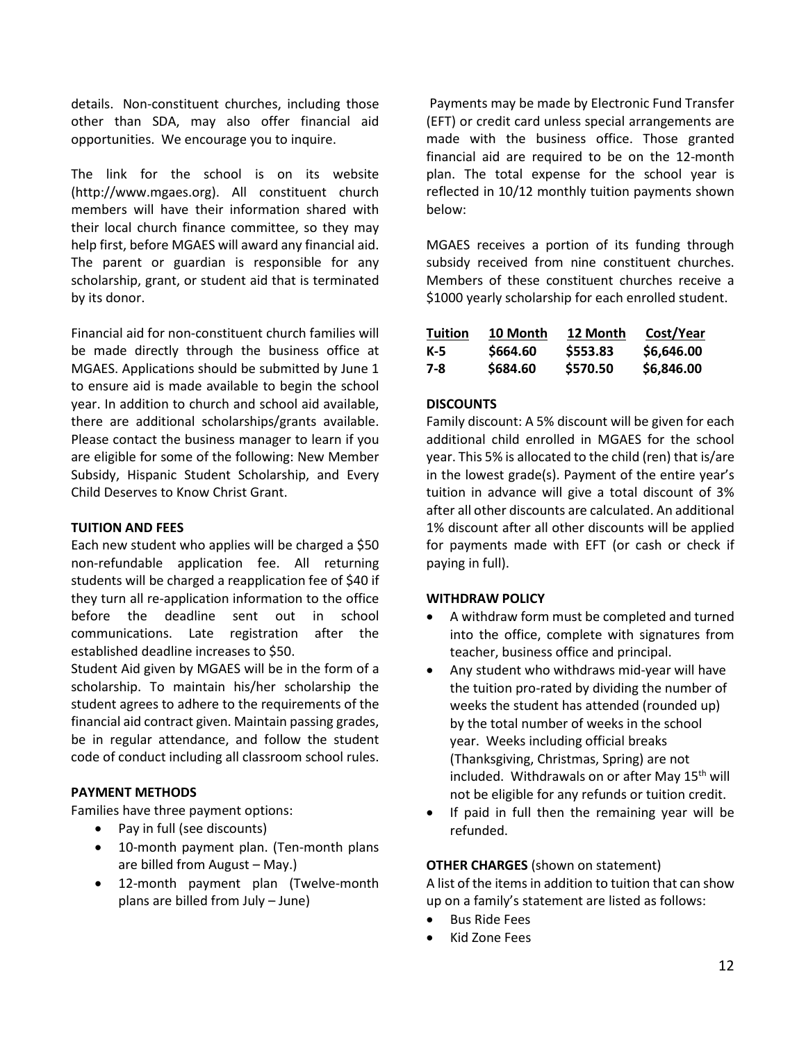details. Non-constituent churches, including those other than SDA, may also offer financial aid opportunities. We encourage you to inquire.

The link for the school is on its website (http://www.mgaes.org). All constituent church members will have their information shared with their local church finance committee, so they may help first, before MGAES will award any financial aid. The parent or guardian is responsible for any scholarship, grant, or student aid that is terminated by its donor.

Financial aid for non-constituent church families will be made directly through the business office at MGAES. Applications should be submitted by June 1 to ensure aid is made available to begin the school year. In addition to church and school aid available, there are additional scholarships/grants available. Please contact the business manager to learn if you are eligible for some of the following: New Member Subsidy, Hispanic Student Scholarship, and Every Child Deserves to Know Christ Grant.

**TUITION AND FEES**

Each new student who applies will be charged a $50 non-refundable application fee. All returning students will be charged a reapplication fee of $40 if they turn all re-application information to the office before the deadline sent out in school communications. Late registration after the established deadline increases to $50.

Student Aid given by MGAES will be in the form of a scholarship. To maintain his/her scholarship the student agrees to adhere to the requirements of the financial aid contract given. Maintain passing grades, be in regular attendance, and follow the student code of conduct including all classroom school rules.

**PAYMENT METHODS**

Families have three payment options:

- Pay in full (see discounts)
- 10-month payment plan. (Ten-month plans are billed from August – May.)
- 12-month payment plan (Twelve-month plans are billed from July – June)

Payments may be made by Electronic Fund Transfer (EFT) or credit card unless special arrangements are made with the business office. Those granted financial aid are required to be on the 12-month plan. The total expense for the school year is reflected in 10/12 monthly tuition payments shown below:

MGAES receives a portion of its funding through subsidy received from nine constituent churches. Members of these constituent churches receive a $1000 yearly scholarship for each enrolled student.

| Tuition | 10 Month | 12 Month | Cost/Year |
|---|---|---|---|
| K-5 | $664.60 | $553.83 | $6,646.00 |
| 7-8 | $684.60 | $570.50 | $6,846.00 |

**DISCOUNTS**

Family discount: A 5% discount will be given for each additional child enrolled in MGAES for the school year. This 5% is allocated to the child (ren) that is/are in the lowest grade(s). Payment of the entire year's tuition in advance will give a total discount of 3% after all other discounts are calculated. An additional 1% discount after all other discounts will be applied for payments made with EFT (or cash or check if paying in full).

**WITHDRAW POLICY**

- A withdraw form must be completed and turned into the office, complete with signatures from teacher, business office and principal.
- Any student who withdraws mid-year will have the tuition pro-rated by dividing the number of weeks the student has attended (rounded up) by the total number of weeks in the school year. Weeks including official breaks (Thanksgiving, Christmas, Spring) are not included. Withdrawals on or after May 15th will not be eligible for any refunds or tuition credit.
- If paid in full then the remaining year will be refunded.

**OTHER CHARGES** (shown on statement)

A list of the items in addition to tuition that can show up on a family's statement are listed as follows:

- Bus Ride Fees
- Kid Zone Fees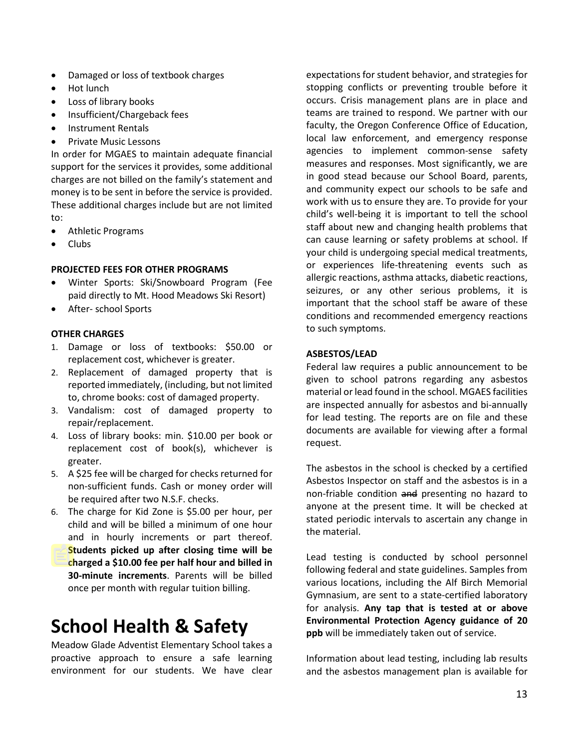- Damaged or loss of textbook charges
- Hot lunch
- Loss of library books
- Insufficient/Chargeback fees
- Instrument Rentals
- Private Music Lessons

In order for MGAES to maintain adequate financial support for the services it provides, some additional charges are not billed on the family's statement and money is to be sent in before the service is provided. These additional charges include but are not limited to:

- Athletic Programs
- Clubs

**PROJECTED FEES FOR OTHER PROGRAMS**

- Winter Sports: Ski/Snowboard Program (Fee paid directly to Mt. Hood Meadows Ski Resort)
- After- school Sports

**OTHER CHARGES**

1. Damage or loss of textbooks: $50.00 or replacement cost, whichever is greater.
2. Replacement of damaged property that is reported immediately, (including, but not limited to, chrome books: cost of damaged property.
3. Vandalism: cost of damaged property to repair/replacement.
4. Loss of library books: min. $10.00 per book or replacement cost of book(s), whichever is greater.
5. A $25 fee will be charged for checks returned for non-sufficient funds. Cash or money order will be required after two N.S.F. checks.
6. The charge for Kid Zone is $5.00 per hour, per child and will be billed a minimum of one hour and in hourly increments or part thereof. **Students picked up after closing time will be charged a $10.00 fee per half hour and billed in 30-minute increments**. Parents will be billed once per month with regular tuition billing.

# School Health & Safety

Meadow Glade Adventist Elementary School takes a proactive approach to ensure a safe learning environment for our students. We have clear expectations for student behavior, and strategies for stopping conflicts or preventing trouble before it occurs. Crisis management plans are in place and teams are trained to respond. We partner with our faculty, the Oregon Conference Office of Education, local law enforcement, and emergency response agencies to implement common-sense safety measures and responses. Most significantly, we are in good stead because our School Board, parents, and community expect our schools to be safe and work with us to ensure they are. To provide for your child's well-being it is important to tell the school staff about new and changing health problems that can cause learning or safety problems at school. If your child is undergoing special medical treatments, or experiences life-threatening events such as allergic reactions, asthma attacks, diabetic reactions, seizures, or any other serious problems, it is important that the school staff be aware of these conditions and recommended emergency reactions to such symptoms.

**ASBESTOS/LEAD**

Federal law requires a public announcement to be given to school patrons regarding any asbestos material or lead found in the school. MGAES facilities are inspected annually for asbestos and bi-annually for lead testing. The reports are on file and these documents are available for viewing after a formal request.

The asbestos in the school is checked by a certified Asbestos Inspector on staff and the asbestos is in a non-friable condition ~~and~~ presenting no hazard to anyone at the present time. It will be checked at stated periodic intervals to ascertain any change in the material.

Lead testing is conducted by school personnel following federal and state guidelines. Samples from various locations, including the Alf Birch Memorial Gymnasium, are sent to a state-certified laboratory for analysis. **Any tap that is tested at or above Environmental Protection Agency guidance of 20 ppb** will be immediately taken out of service.

Information about lead testing, including lab results and the asbestos management plan is available for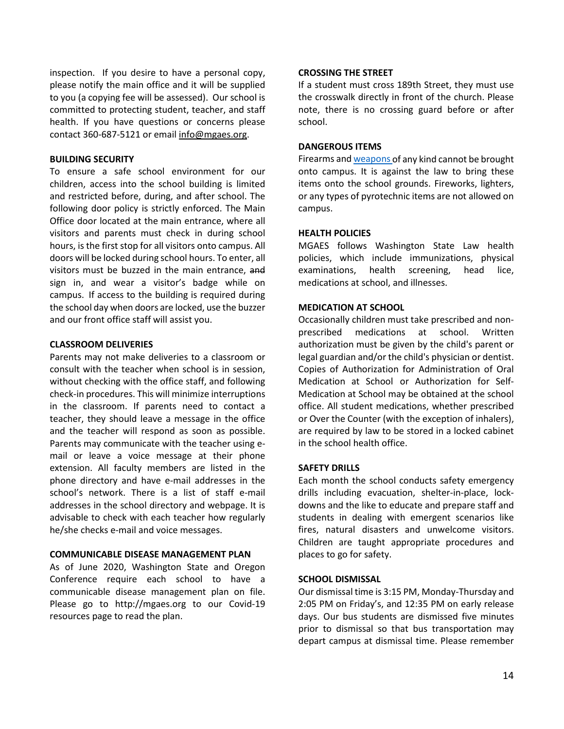inspection. If you desire to have a personal copy, please notify the main office and it will be supplied to you (a copying fee will be assessed). Our school is committed to protecting student, teacher, and staff health. If you have questions or concerns please contact 360-687-5121 or email info@mgaes.org.

**BUILDING SECURITY**

To ensure a safe school environment for our children, access into the school building is limited and restricted before, during, and after school. The following door policy is strictly enforced. The Main Office door located at the main entrance, where all visitors and parents must check in during school hours, is the first stop for all visitors onto campus. All doors will be locked during school hours. To enter, all visitors must be buzzed in the main entrance, ~~and~~ sign in, and wear a visitor's badge while on campus. If access to the building is required during the school day when doors are locked, use the buzzer and our front office staff will assist you.

**CLASSROOM DELIVERIES**

Parents may not make deliveries to a classroom or consult with the teacher when school is in session, without checking with the office staff, and following check-in procedures. This will minimize interruptions in the classroom. If parents need to contact a teacher, they should leave a message in the office and the teacher will respond as soon as possible. Parents may communicate with the teacher using e-mail or leave a voice message at their phone extension. All faculty members are listed in the phone directory and have e-mail addresses in the school's network. There is a list of staff e-mail addresses in the school directory and webpage. It is advisable to check with each teacher how regularly he/she checks e-mail and voice messages.

**COMMUNICABLE DISEASE MANAGEMENT PLAN**

As of June 2020, Washington State and Oregon Conference require each school to have a communicable disease management plan on file. Please go to http://mgaes.org to our Covid-19 resources page to read the plan.

**CROSSING THE STREET**

If a student must cross 189th Street, they must use the crosswalk directly in front of the church. Please note, there is no crossing guard before or after school.

**DANGEROUS ITEMS**

Firearms and weapons of any kind cannot be brought onto campus. It is against the law to bring these items onto the school grounds. Fireworks, lighters, or any types of pyrotechnic items are not allowed on campus.

**HEALTH POLICIES**

MGAES follows Washington State Law health policies, which include immunizations, physical examinations, health screening, head lice, medications at school, and illnesses.

**MEDICATION AT SCHOOL**

Occasionally children must take prescribed and non-prescribed medications at school. Written authorization must be given by the child's parent or legal guardian and/or the child's physician or dentist. Copies of Authorization for Administration of Oral Medication at School or Authorization for Self-Medication at School may be obtained at the school office. All student medications, whether prescribed or Over the Counter (with the exception of inhalers), are required by law to be stored in a locked cabinet in the school health office.

**SAFETY DRILLS**

Each month the school conducts safety emergency drills including evacuation, shelter-in-place, lock-downs and the like to educate and prepare staff and students in dealing with emergent scenarios like fires, natural disasters and unwelcome visitors. Children are taught appropriate procedures and places to go for safety.

**SCHOOL DISMISSAL**

Our dismissal time is 3:15 PM, Monday-Thursday and 2:05 PM on Friday's, and 12:35 PM on early release days. Our bus students are dismissed five minutes prior to dismissal so that bus transportation may depart campus at dismissal time. Please remember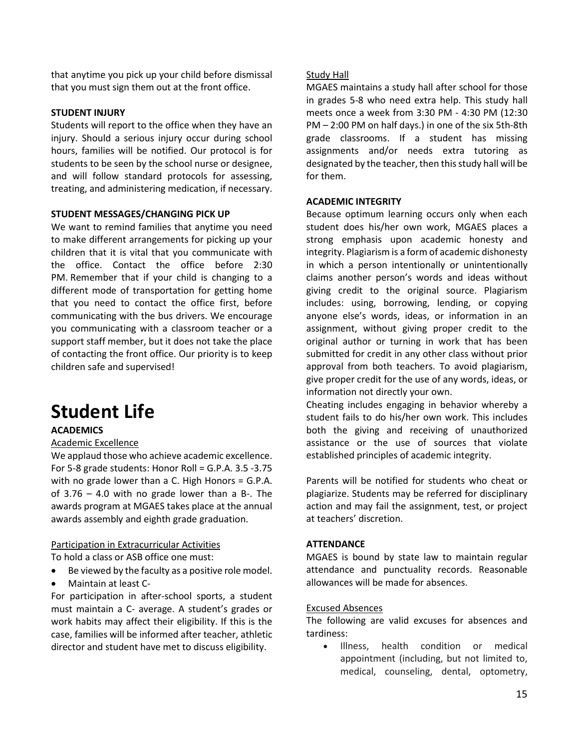that anytime you pick up your child before dismissal that you must sign them out at the front office.

**STUDENT INJURY**

Students will report to the office when they have an injury. Should a serious injury occur during school hours, families will be notified. Our protocol is for students to be seen by the school nurse or designee, and will follow standard protocols for assessing, treating, and administering medication, if necessary.

**STUDENT MESSAGES/CHANGING PICK UP**

We want to remind families that anytime you need to make different arrangements for picking up your children that it is vital that you communicate with the office. Contact the office before 2:30 PM. Remember that if your child is changing to a different mode of transportation for getting home that you need to contact the office first, before communicating with the bus drivers. We encourage you communicating with a classroom teacher or a support staff member, but it does not take the place of contacting the front office. Our priority is to keep children safe and supervised!

# Student Life

**ACADEMICS**

Academic Excellence

We applaud those who achieve academic excellence. For 5-8 grade students: Honor Roll = G.P.A. 3.5 -3.75 with no grade lower than a C. High Honors = G.P.A. of 3.76 – 4.0 with no grade lower than a B-. The awards program at MGAES takes place at the annual awards assembly and eighth grade graduation.

Participation in Extracurricular Activities

To hold a class or ASB office one must:

- Be viewed by the faculty as a positive role model.
- Maintain at least C-

For participation in after-school sports, a student must maintain a C- average. A student's grades or work habits may affect their eligibility. If this is the case, families will be informed after teacher, athletic director and student have met to discuss eligibility.

Study Hall

MGAES maintains a study hall after school for those in grades 5-8 who need extra help. This study hall meets once a week from 3:30 PM - 4:30 PM (12:30 PM – 2:00 PM on half days.) in one of the six 5th-8th grade classrooms. If a student has missing assignments and/or needs extra tutoring as designated by the teacher, then this study hall will be for them.

**ACADEMIC INTEGRITY**

Because optimum learning occurs only when each student does his/her own work, MGAES places a strong emphasis upon academic honesty and integrity. Plagiarism is a form of academic dishonesty in which a person intentionally or unintentionally claims another person's words and ideas without giving credit to the original source. Plagiarism includes: using, borrowing, lending, or copying anyone else's words, ideas, or information in an assignment, without giving proper credit to the original author or turning in work that has been submitted for credit in any other class without prior approval from both teachers. To avoid plagiarism, give proper credit for the use of any words, ideas, or information not directly your own.

Cheating includes engaging in behavior whereby a student fails to do his/her own work. This includes both the giving and receiving of unauthorized assistance or the use of sources that violate established principles of academic integrity.

Parents will be notified for students who cheat or plagiarize. Students may be referred for disciplinary action and may fail the assignment, test, or project at teachers' discretion.

**ATTENDANCE**

MGAES is bound by state law to maintain regular attendance and punctuality records. Reasonable allowances will be made for absences.

Excused Absences

The following are valid excuses for absences and tardiness:

- Illness, health condition or medical appointment (including, but not limited to, medical, counseling, dental, optometry,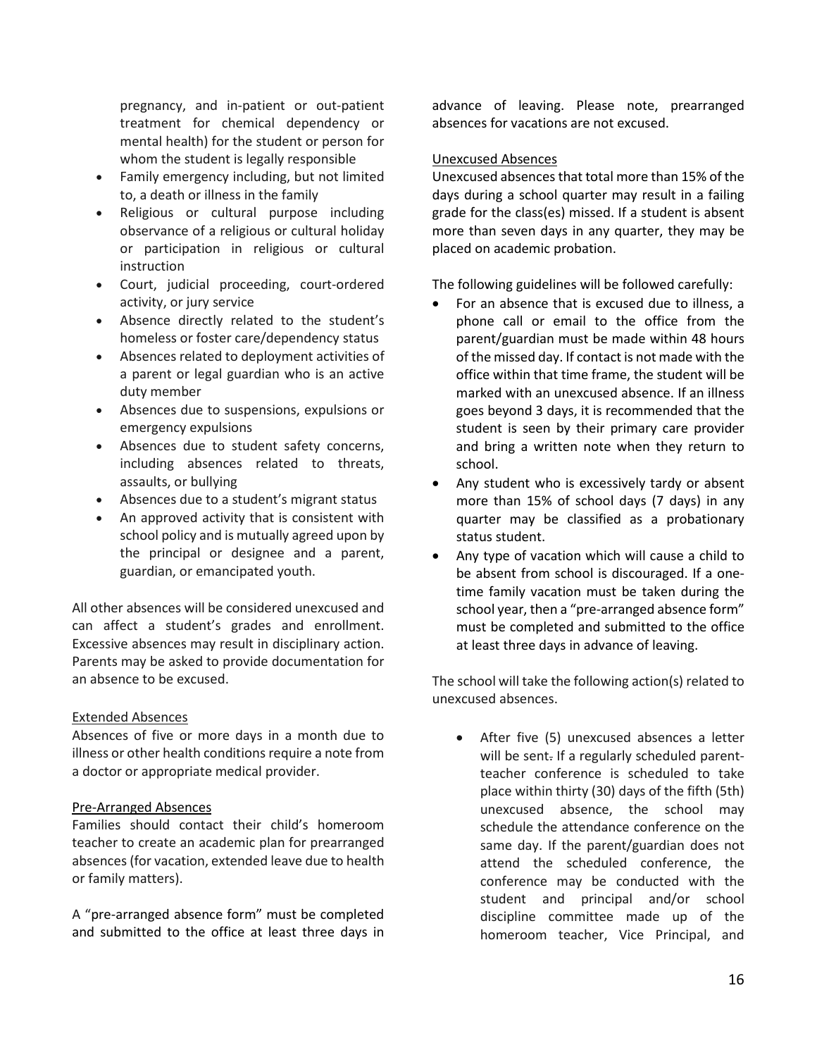pregnancy, and in-patient or out-patient treatment for chemical dependency or mental health) for the student or person for whom the student is legally responsible

- Family emergency including, but not limited to, a death or illness in the family
- Religious or cultural purpose including observance of a religious or cultural holiday or participation in religious or cultural instruction
- Court, judicial proceeding, court-ordered activity, or jury service
- Absence directly related to the student's homeless or foster care/dependency status
- Absences related to deployment activities of a parent or legal guardian who is an active duty member
- Absences due to suspensions, expulsions or emergency expulsions
- Absences due to student safety concerns, including absences related to threats, assaults, or bullying
- Absences due to a student's migrant status
- An approved activity that is consistent with school policy and is mutually agreed upon by the principal or designee and a parent, guardian, or emancipated youth.

All other absences will be considered unexcused and can affect a student's grades and enrollment. Excessive absences may result in disciplinary action. Parents may be asked to provide documentation for an absence to be excused.

<u>Extended Absences</u>

Absences of five or more days in a month due to illness or other health conditions require a note from a doctor or appropriate medical provider.

<u>Pre-Arranged Absences</u>

Families should contact their child's homeroom teacher to create an academic plan for prearranged absences (for vacation, extended leave due to health or family matters).

A "pre-arranged absence form" must be completed and submitted to the office at least three days in advance of leaving. Please note, prearranged absences for vacations are not excused.

<u>Unexcused Absences</u>

Unexcused absences that total more than 15% of the days during a school quarter may result in a failing grade for the class(es) missed. If a student is absent more than seven days in any quarter, they may be placed on academic probation.

The following guidelines will be followed carefully:

- For an absence that is excused due to illness, a phone call or email to the office from the parent/guardian must be made within 48 hours of the missed day. If contact is not made with the office within that time frame, the student will be marked with an unexcused absence. If an illness goes beyond 3 days, it is recommended that the student is seen by their primary care provider and bring a written note when they return to school.
- Any student who is excessively tardy or absent more than 15% of school days (7 days) in any quarter may be classified as a probationary status student.
- Any type of vacation which will cause a child to be absent from school is discouraged. If a one-time family vacation must be taken during the school year, then a "pre-arranged absence form" must be completed and submitted to the office at least three days in advance of leaving.

The school will take the following action(s) related to unexcused absences.

- After five (5) unexcused absences a letter will be sent. If a regularly scheduled parent-teacher conference is scheduled to take place within thirty (30) days of the fifth (5th) unexcused absence, the school may schedule the attendance conference on the same day. If the parent/guardian does not attend the scheduled conference, the conference may be conducted with the student and principal and/or school discipline committee made up of the homeroom teacher, Vice Principal, and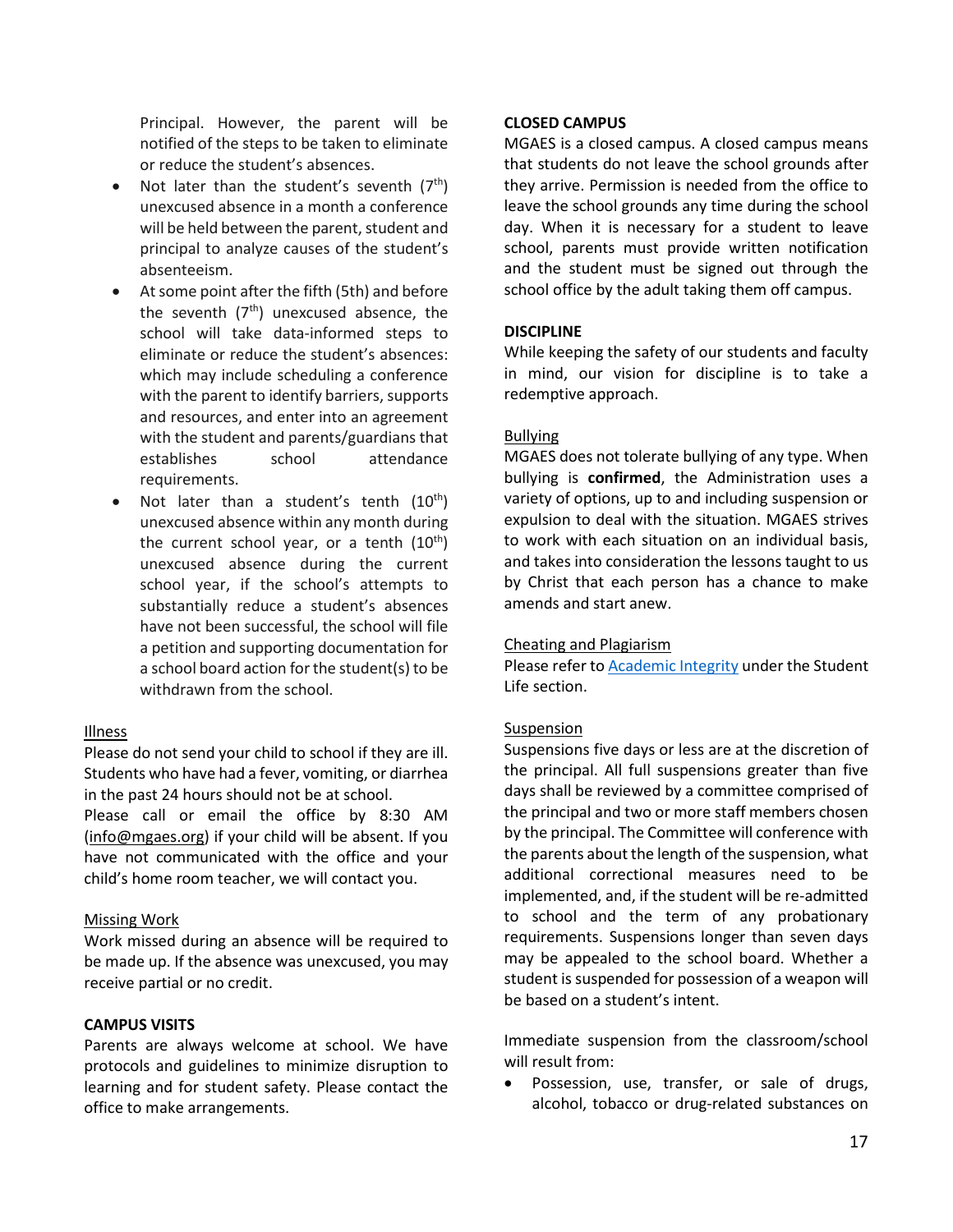Principal. However, the parent will be notified of the steps to be taken to eliminate or reduce the student's absences.

- Not later than the student's seventh (7th) unexcused absence in a month a conference will be held between the parent, student and principal to analyze causes of the student's absenteeism.
- At some point after the fifth (5th) and before the seventh (7th) unexcused absence, the school will take data-informed steps to eliminate or reduce the student's absences: which may include scheduling a conference with the parent to identify barriers, supports and resources, and enter into an agreement with the student and parents/guardians that establishes school attendance requirements.
- Not later than a student's tenth (10th) unexcused absence within any month during the current school year, or a tenth (10th) unexcused absence during the current school year, if the school's attempts to substantially reduce a student's absences have not been successful, the school will file a petition and supporting documentation for a school board action for the student(s) to be withdrawn from the school.

Illness

Please do not send your child to school if they are ill. Students who have had a fever, vomiting, or diarrhea in the past 24 hours should not be at school.
Please call or email the office by 8:30 AM (info@mgaes.org) if your child will be absent. If you have not communicated with the office and your child's home room teacher, we will contact you.

Missing Work

Work missed during an absence will be required to be made up. If the absence was unexcused, you may receive partial or no credit.

**CAMPUS VISITS**

Parents are always welcome at school. We have protocols and guidelines to minimize disruption to learning and for student safety. Please contact the office to make arrangements.

**CLOSED CAMPUS**

MGAES is a closed campus. A closed campus means that students do not leave the school grounds after they arrive. Permission is needed from the office to leave the school grounds any time during the school day. When it is necessary for a student to leave school, parents must provide written notification and the student must be signed out through the school office by the adult taking them off campus.

**DISCIPLINE**

While keeping the safety of our students and faculty in mind, our vision for discipline is to take a redemptive approach.

Bullying

MGAES does not tolerate bullying of any type. When bullying is **confirmed**, the Administration uses a variety of options, up to and including suspension or expulsion to deal with the situation. MGAES strives to work with each situation on an individual basis, and takes into consideration the lessons taught to us by Christ that each person has a chance to make amends and start anew.

Cheating and Plagiarism

Please refer to Academic Integrity under the Student Life section.

Suspension

Suspensions five days or less are at the discretion of the principal. All full suspensions greater than five days shall be reviewed by a committee comprised of the principal and two or more staff members chosen by the principal. The Committee will conference with the parents about the length of the suspension, what additional correctional measures need to be implemented, and, if the student will be re-admitted to school and the term of any probationary requirements. Suspensions longer than seven days may be appealed to the school board. Whether a student is suspended for possession of a weapon will be based on a student's intent.

Immediate suspension from the classroom/school will result from:

- Possession, use, transfer, or sale of drugs, alcohol, tobacco or drug-related substances on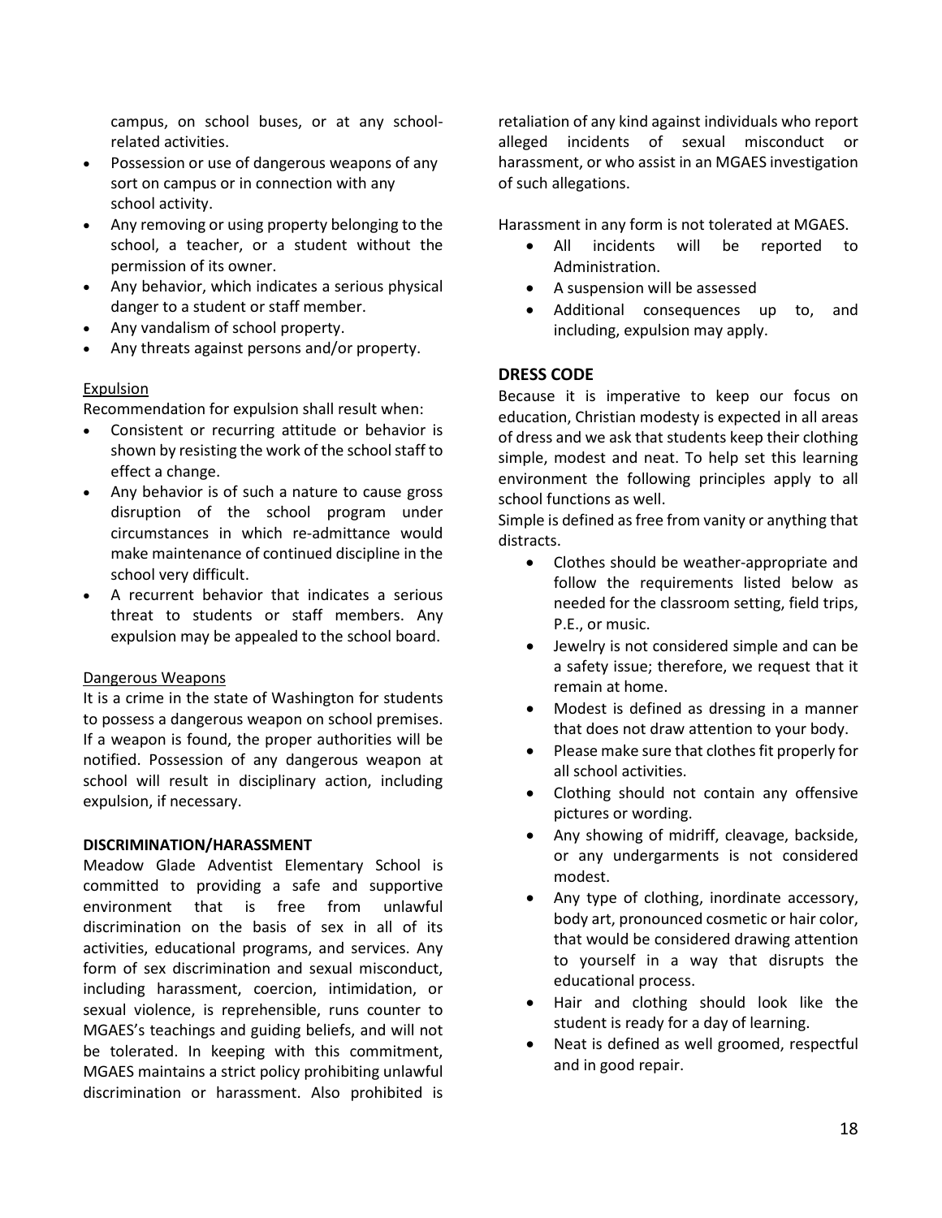campus, on school buses, or at any school-related activities.

- Possession or use of dangerous weapons of any sort on campus or in connection with any school activity.
- Any removing or using property belonging to the school, a teacher, or a student without the permission of its owner.
- Any behavior, which indicates a serious physical danger to a student or staff member.
- Any vandalism of school property.
- Any threats against persons and/or property.

Expulsion

Recommendation for expulsion shall result when:

- Consistent or recurring attitude or behavior is shown by resisting the work of the school staff to effect a change.
- Any behavior is of such a nature to cause gross disruption of the school program under circumstances in which re-admittance would make maintenance of continued discipline in the school very difficult.
- A recurrent behavior that indicates a serious threat to students or staff members. Any expulsion may be appealed to the school board.

Dangerous Weapons

It is a crime in the state of Washington for students to possess a dangerous weapon on school premises. If a weapon is found, the proper authorities will be notified. Possession of any dangerous weapon at school will result in disciplinary action, including expulsion, if necessary.

**DISCRIMINATION/HARASSMENT**

Meadow Glade Adventist Elementary School is committed to providing a safe and supportive environment that is free from unlawful discrimination on the basis of sex in all of its activities, educational programs, and services. Any form of sex discrimination and sexual misconduct, including harassment, coercion, intimidation, or sexual violence, is reprehensible, runs counter to MGAES's teachings and guiding beliefs, and will not be tolerated. In keeping with this commitment, MGAES maintains a strict policy prohibiting unlawful discrimination or harassment. Also prohibited is retaliation of any kind against individuals who report alleged incidents of sexual misconduct or harassment, or who assist in an MGAES investigation of such allegations.

Harassment in any form is not tolerated at MGAES.

- All incidents will be reported to Administration.
- A suspension will be assessed
- Additional consequences up to, and including, expulsion may apply.

## DRESS CODE

Because it is imperative to keep our focus on education, Christian modesty is expected in all areas of dress and we ask that students keep their clothing simple, modest and neat. To help set this learning environment the following principles apply to all school functions as well.

Simple is defined as free from vanity or anything that distracts.

- Clothes should be weather-appropriate and follow the requirements listed below as needed for the classroom setting, field trips, P.E., or music.
- Jewelry is not considered simple and can be a safety issue; therefore, we request that it remain at home.
- Modest is defined as dressing in a manner that does not draw attention to your body.
- Please make sure that clothes fit properly for all school activities.
- Clothing should not contain any offensive pictures or wording.
- Any showing of midriff, cleavage, backside, or any undergarments is not considered modest.
- Any type of clothing, inordinate accessory, body art, pronounced cosmetic or hair color, that would be considered drawing attention to yourself in a way that disrupts the educational process.
- Hair and clothing should look like the student is ready for a day of learning.
- Neat is defined as well groomed, respectful and in good repair.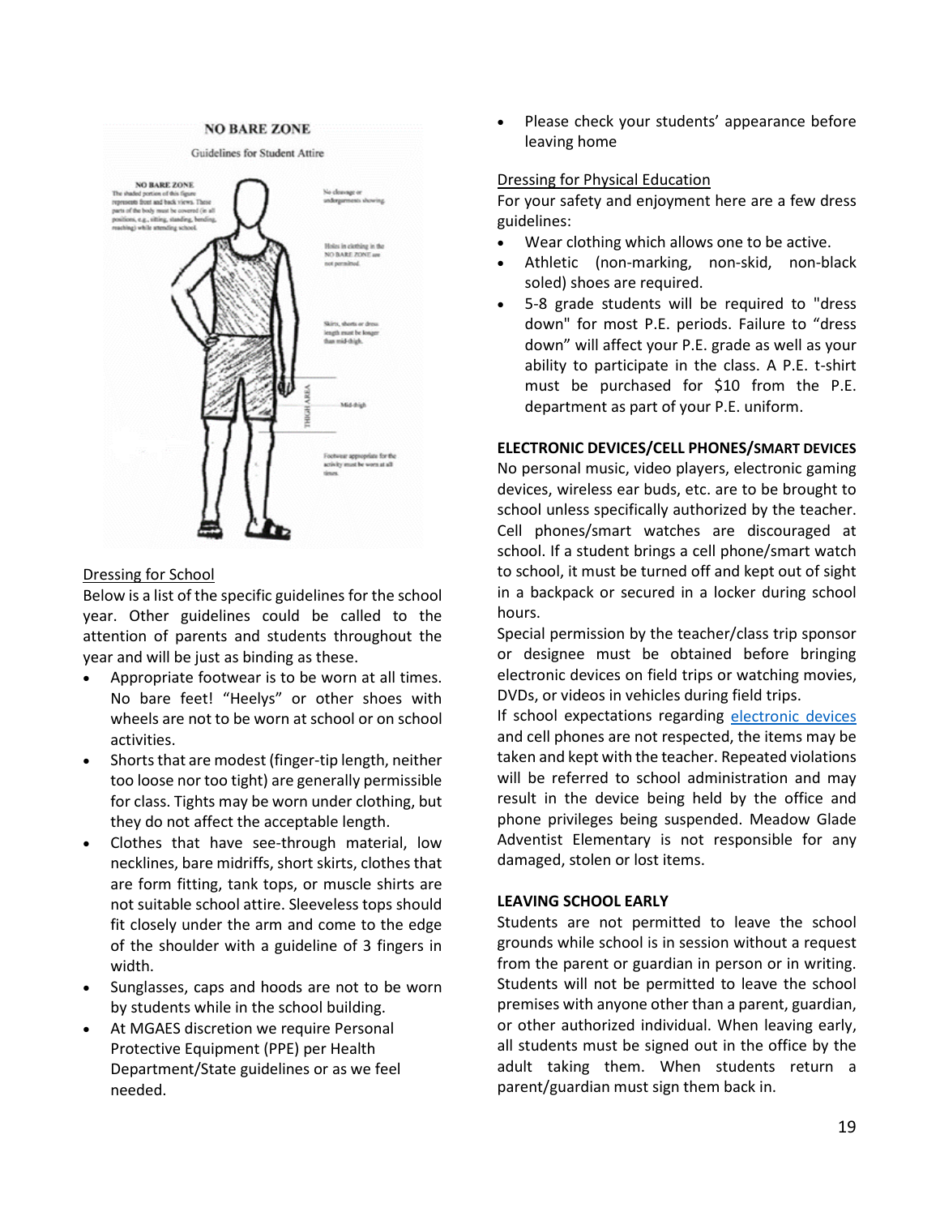**NO BARE ZONE**

Guidelines for Student Attire

NO BARE ZONE
The shaded portion of this figure represents front and back views. These parts of the body must be covered (in all positions, e.g., sitting, standing, bending, reaching) while attending school.

No cleavage or undergarments showing.

Holes in clothing in the NO BARE ZONE are not permitted.

Skirts, shorts or dress length must be longer than mid-thigh.

THIGH AREA

Mid-thigh

Footwear appropriate for the activity must be worn at all times.

Dressing for School

Below is a list of the specific guidelines for the school year. Other guidelines could be called to the attention of parents and students throughout the year and will be just as binding as these.

- Appropriate footwear is to be worn at all times. No bare feet! "Heelys" or other shoes with wheels are not to be worn at school or on school activities.
- Shorts that are modest (finger-tip length, neither too loose nor too tight) are generally permissible for class. Tights may be worn under clothing, but they do not affect the acceptable length.
- Clothes that have see-through material, low necklines, bare midriffs, short skirts, clothes that are form fitting, tank tops, or muscle shirts are not suitable school attire. Sleeveless tops should fit closely under the arm and come to the edge of the shoulder with a guideline of 3 fingers in width.
- Sunglasses, caps and hoods are not to be worn by students while in the school building.
- At MGAES discretion we require Personal Protective Equipment (PPE) per Health Department/State guidelines or as we feel needed.
- Please check your students' appearance before leaving home

Dressing for Physical Education

For your safety and enjoyment here are a few dress guidelines:

- Wear clothing which allows one to be active.
- Athletic (non-marking, non-skid, non-black soled) shoes are required.
- 5-8 grade students will be required to "dress down" for most P.E. periods. Failure to "dress down" will affect your P.E. grade as well as your ability to participate in the class. A P.E. t-shirt must be purchased for $10 from the P.E. department as part of your P.E. uniform.

**ELECTRONIC DEVICES/CELL PHONES/SMART DEVICES**

No personal music, video players, electronic gaming devices, wireless ear buds, etc. are to be brought to school unless specifically authorized by the teacher. Cell phones/smart watches are discouraged at school. If a student brings a cell phone/smart watch to school, it must be turned off and kept out of sight in a backpack or secured in a locker during school hours.

Special permission by the teacher/class trip sponsor or designee must be obtained before bringing electronic devices on field trips or watching movies, DVDs, or videos in vehicles during field trips.

If school expectations regarding electronic devices and cell phones are not respected, the items may be taken and kept with the teacher. Repeated violations will be referred to school administration and may result in the device being held by the office and phone privileges being suspended. Meadow Glade Adventist Elementary is not responsible for any damaged, stolen or lost items.

**LEAVING SCHOOL EARLY**

Students are not permitted to leave the school grounds while school is in session without a request from the parent or guardian in person or in writing. Students will not be permitted to leave the school premises with anyone other than a parent, guardian, or other authorized individual. When leaving early, all students must be signed out in the office by the adult taking them. When students return a parent/guardian must sign them back in.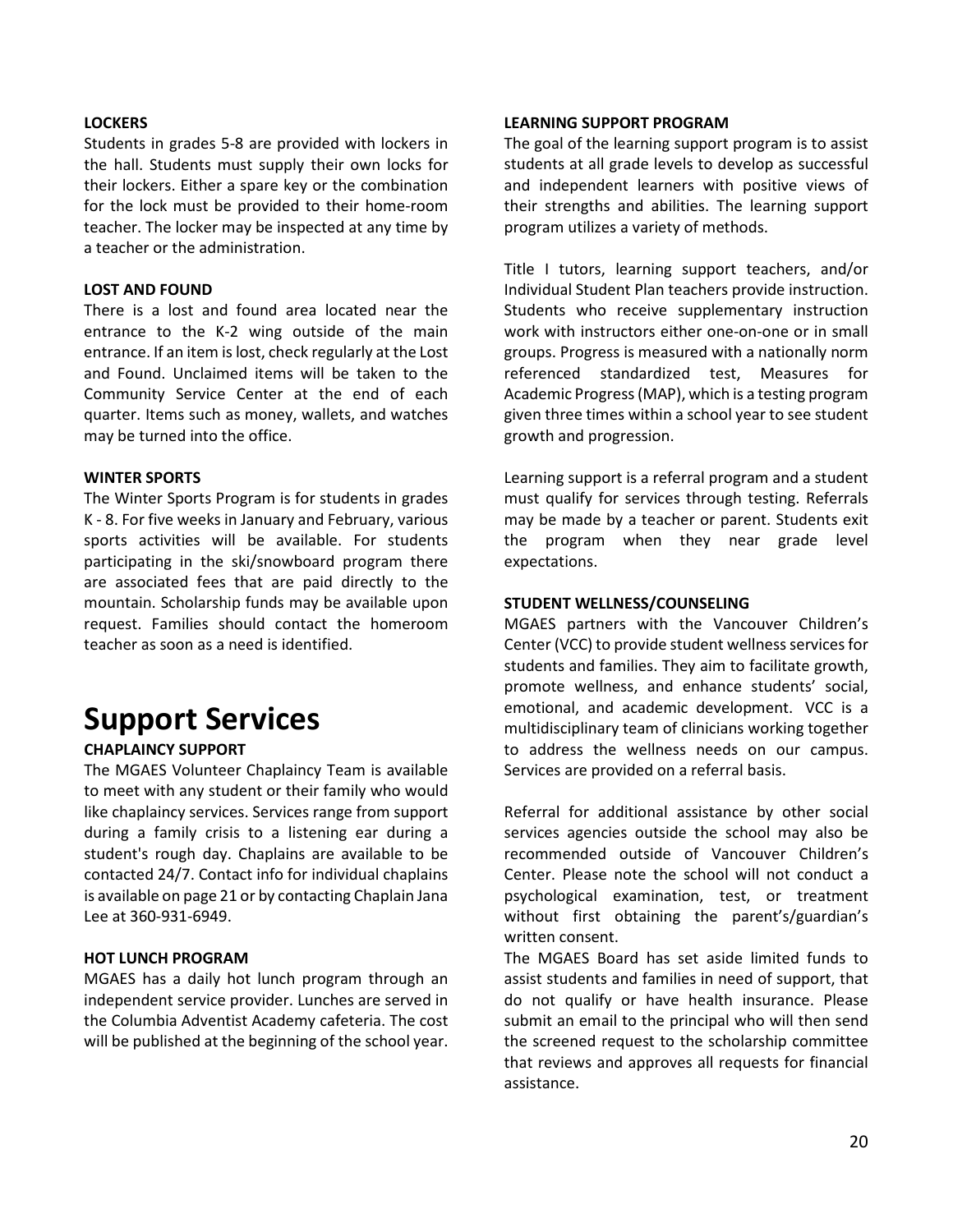**LOCKERS**

Students in grades 5-8 are provided with lockers in the hall. Students must supply their own locks for their lockers. Either a spare key or the combination for the lock must be provided to their home-room teacher. The locker may be inspected at any time by a teacher or the administration.

**LOST AND FOUND**

There is a lost and found area located near the entrance to the K-2 wing outside of the main entrance. If an item is lost, check regularly at the Lost and Found. Unclaimed items will be taken to the Community Service Center at the end of each quarter. Items such as money, wallets, and watches may be turned into the office.

**WINTER SPORTS**

The Winter Sports Program is for students in grades K - 8. For five weeks in January and February, various sports activities will be available. For students participating in the ski/snowboard program there are associated fees that are paid directly to the mountain. Scholarship funds may be available upon request. Families should contact the homeroom teacher as soon as a need is identified.

# Support Services

**CHAPLAINCY SUPPORT**

The MGAES Volunteer Chaplaincy Team is available to meet with any student or their family who would like chaplaincy services. Services range from support during a family crisis to a listening ear during a student's rough day. Chaplains are available to be contacted 24/7. Contact info for individual chaplains is available on page 21 or by contacting Chaplain Jana Lee at 360-931-6949.

**HOT LUNCH PROGRAM**

MGAES has a daily hot lunch program through an independent service provider. Lunches are served in the Columbia Adventist Academy cafeteria. The cost will be published at the beginning of the school year.

**LEARNING SUPPORT PROGRAM**

The goal of the learning support program is to assist students at all grade levels to develop as successful and independent learners with positive views of their strengths and abilities. The learning support program utilizes a variety of methods.

Title I tutors, learning support teachers, and/or Individual Student Plan teachers provide instruction. Students who receive supplementary instruction work with instructors either one-on-one or in small groups. Progress is measured with a nationally norm referenced standardized test, Measures for Academic Progress (MAP), which is a testing program given three times within a school year to see student growth and progression.

Learning support is a referral program and a student must qualify for services through testing. Referrals may be made by a teacher or parent. Students exit the program when they near grade level expectations.

**STUDENT WELLNESS/COUNSELING**

MGAES partners with the Vancouver Children's Center (VCC) to provide student wellness services for students and families. They aim to facilitate growth, promote wellness, and enhance students' social, emotional, and academic development. VCC is a multidisciplinary team of clinicians working together to address the wellness needs on our campus. Services are provided on a referral basis.

Referral for additional assistance by other social services agencies outside the school may also be recommended outside of Vancouver Children's Center. Please note the school will not conduct a psychological examination, test, or treatment without first obtaining the parent's/guardian's written consent.

The MGAES Board has set aside limited funds to assist students and families in need of support, that do not qualify or have health insurance. Please submit an email to the principal who will then send the screened request to the scholarship committee that reviews and approves all requests for financial assistance.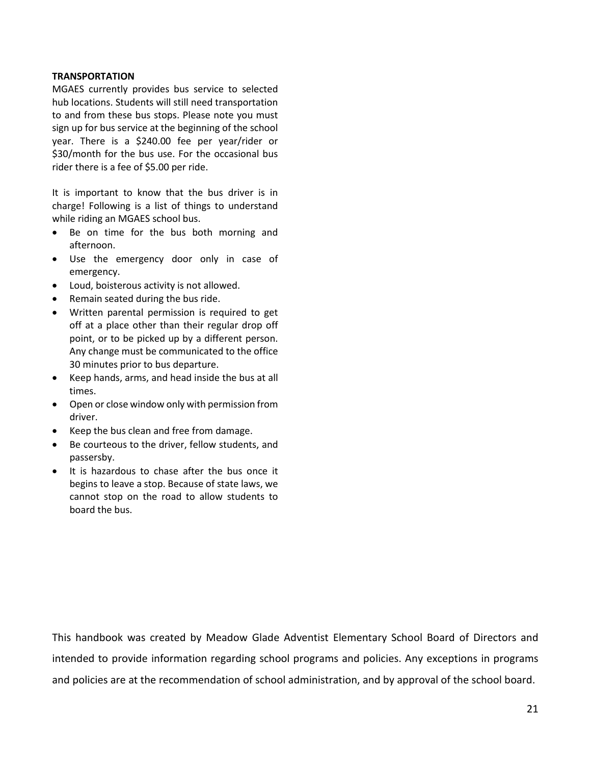**TRANSPORTATION**

MGAES currently provides bus service to selected hub locations. Students will still need transportation to and from these bus stops. Please note you must sign up for bus service at the beginning of the school year. There is a $240.00 fee per year/rider or $30/month for the bus use. For the occasional bus rider there is a fee of $5.00 per ride.

It is important to know that the bus driver is in charge! Following is a list of things to understand while riding an MGAES school bus.

- Be on time for the bus both morning and afternoon.
- Use the emergency door only in case of emergency.
- Loud, boisterous activity is not allowed.
- Remain seated during the bus ride.
- Written parental permission is required to get off at a place other than their regular drop off point, or to be picked up by a different person. Any change must be communicated to the office 30 minutes prior to bus departure.
- Keep hands, arms, and head inside the bus at all times.
- Open or close window only with permission from driver.
- Keep the bus clean and free from damage.
- Be courteous to the driver, fellow students, and passersby.
- It is hazardous to chase after the bus once it begins to leave a stop. Because of state laws, we cannot stop on the road to allow students to board the bus.

This handbook was created by Meadow Glade Adventist Elementary School Board of Directors and intended to provide information regarding school programs and policies. Any exceptions in programs and policies are at the recommendation of school administration, and by approval of the school board.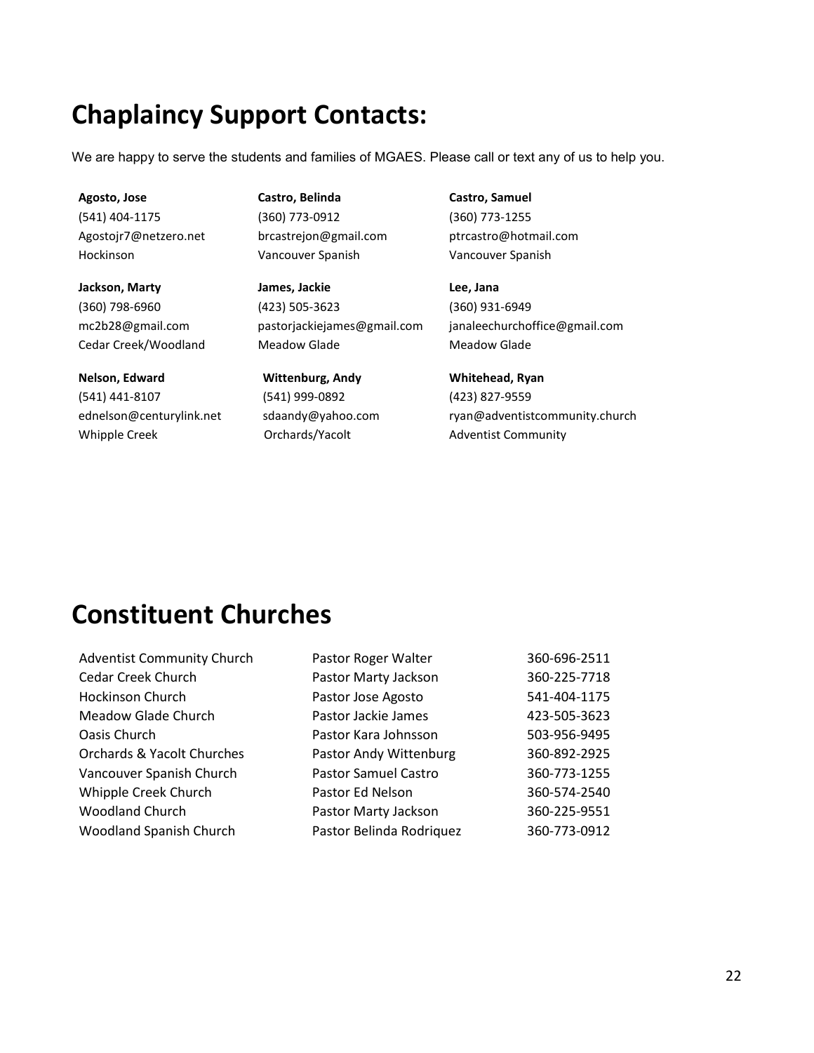## Chaplaincy Support Contacts:

We are happy to serve the students and families of MGAES. Please call or text any of us to help you.

**Agosto, Jose**
(541) 404-1175
Agostojr7@netzero.net
Hockinson

**Castro, Belinda**
(360) 773-0912
brcastrejon@gmail.com
Vancouver Spanish

**Castro, Samuel**
(360) 773-1255
ptrcastro@hotmail.com
Vancouver Spanish

**Jackson, Marty**
(360) 798-6960
mc2b28@gmail.com
Cedar Creek/Woodland

**James, Jackie**
(423) 505-3623
pastorjackiejames@gmail.com
Meadow Glade

**Lee, Jana**
(360) 931-6949
janaleechurchoffice@gmail.com
Meadow Glade

**Nelson, Edward**
(541) 441-8107
ednelson@centurylink.net
Whipple Creek

**Wittenburg, Andy**
(541) 999-0892
sdaandy@yahoo.com
Orchards/Yacolt

**Whitehead, Ryan**
(423) 827-9559
ryan@adventistcommunity.church
Adventist Community

## Constituent Churches

| | | |
|---|---|---|
| Adventist Community Church | Pastor Roger Walter | 360-696-2511 |
| Cedar Creek Church | Pastor Marty Jackson | 360-225-7718 |
| Hockinson Church | Pastor Jose Agosto | 541-404-1175 |
| Meadow Glade Church | Pastor Jackie James | 423-505-3623 |
| Oasis Church | Pastor Kara Johnsson | 503-956-9495 |
| Orchards & Yacolt Churches | Pastor Andy Wittenburg | 360-892-2925 |
| Vancouver Spanish Church | Pastor Samuel Castro | 360-773-1255 |
| Whipple Creek Church | Pastor Ed Nelson | 360-574-2540 |
| Woodland Church | Pastor Marty Jackson | 360-225-9551 |
| Woodland Spanish Church | Pastor Belinda Rodriquez | 360-773-0912 |